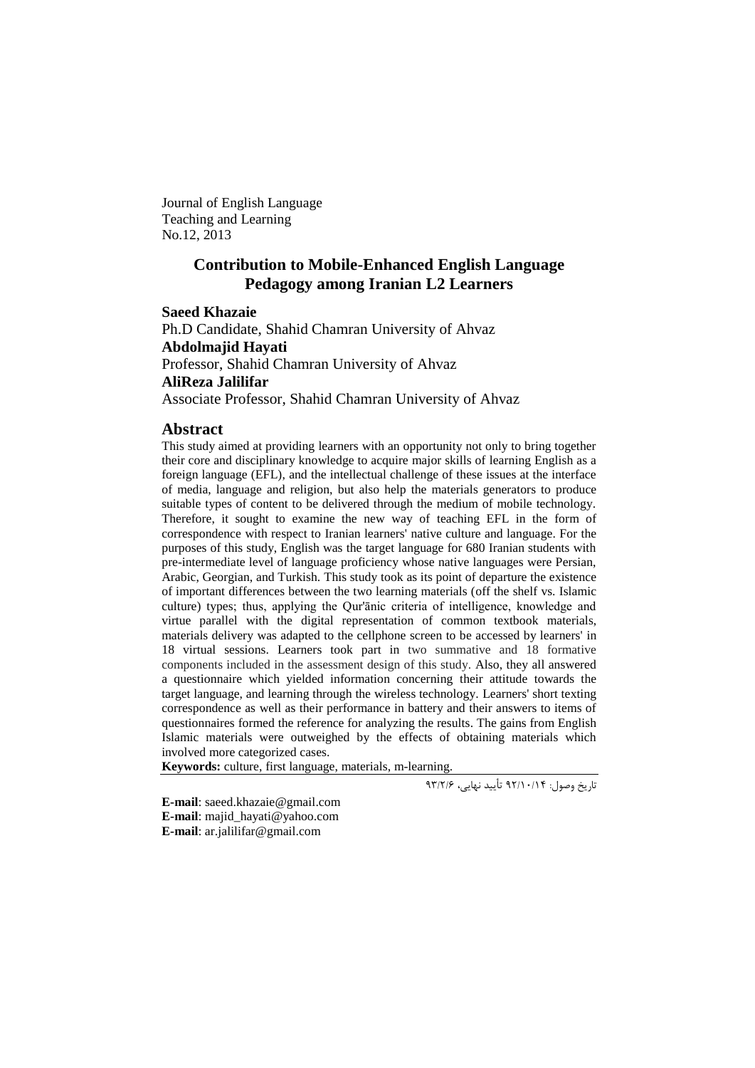Journal of English Language
Teaching and Learning
No.12, 2013

# Contribution to Mobile-Enhanced English Language Pedagogy among Iranian L2 Learners

**Saeed Khazaie**
Ph.D Candidate, Shahid Chamran University of Ahvaz
**Abdolmajid Hayati**
Professor, Shahid Chamran University of Ahvaz
**AliReza Jalilifar**
Associate Professor, Shahid Chamran University of Ahvaz

## Abstract

This study aimed at providing learners with an opportunity not only to bring together their core and disciplinary knowledge to acquire major skills of learning English as a foreign language (EFL), and the intellectual challenge of these issues at the interface of media, language and religion, but also help the materials generators to produce suitable types of content to be delivered through the medium of mobile technology. Therefore, it sought to examine the new way of teaching EFL in the form of correspondence with respect to Iranian learners' native culture and language. For the purposes of this study, English was the target language for 680 Iranian students with pre-intermediate level of language proficiency whose native languages were Persian, Arabic, Georgian, and Turkish. This study took as its point of departure the existence of important differences between the two learning materials (off the shelf vs. Islamic culture) types; thus, applying the Qur'ānic criteria of intelligence, knowledge and virtue parallel with the digital representation of common textbook materials, materials delivery was adapted to the cellphone screen to be accessed by learners' in 18 virtual sessions. Learners took part in two summative and 18 formative components included in the assessment design of this study. Also, they all answered a questionnaire which yielded information concerning their attitude towards the target language, and learning through the wireless technology. Learners' short texting correspondence as well as their performance in battery and their answers to items of questionnaires formed the reference for analyzing the results. The gains from English Islamic materials were outweighed by the effects of obtaining materials which involved more categorized cases.

**Keywords:** culture, first language, materials, m-learning.

تاریخ وصول: ۹۲/۱۰/۱۴ تأیید نهایی، ۹۳/۲/۶

**E-mail**: saeed.khazaie@gmail.com
**E-mail**: majid_hayati@yahoo.com
**E-mail**: ar.jalilifar@gmail.com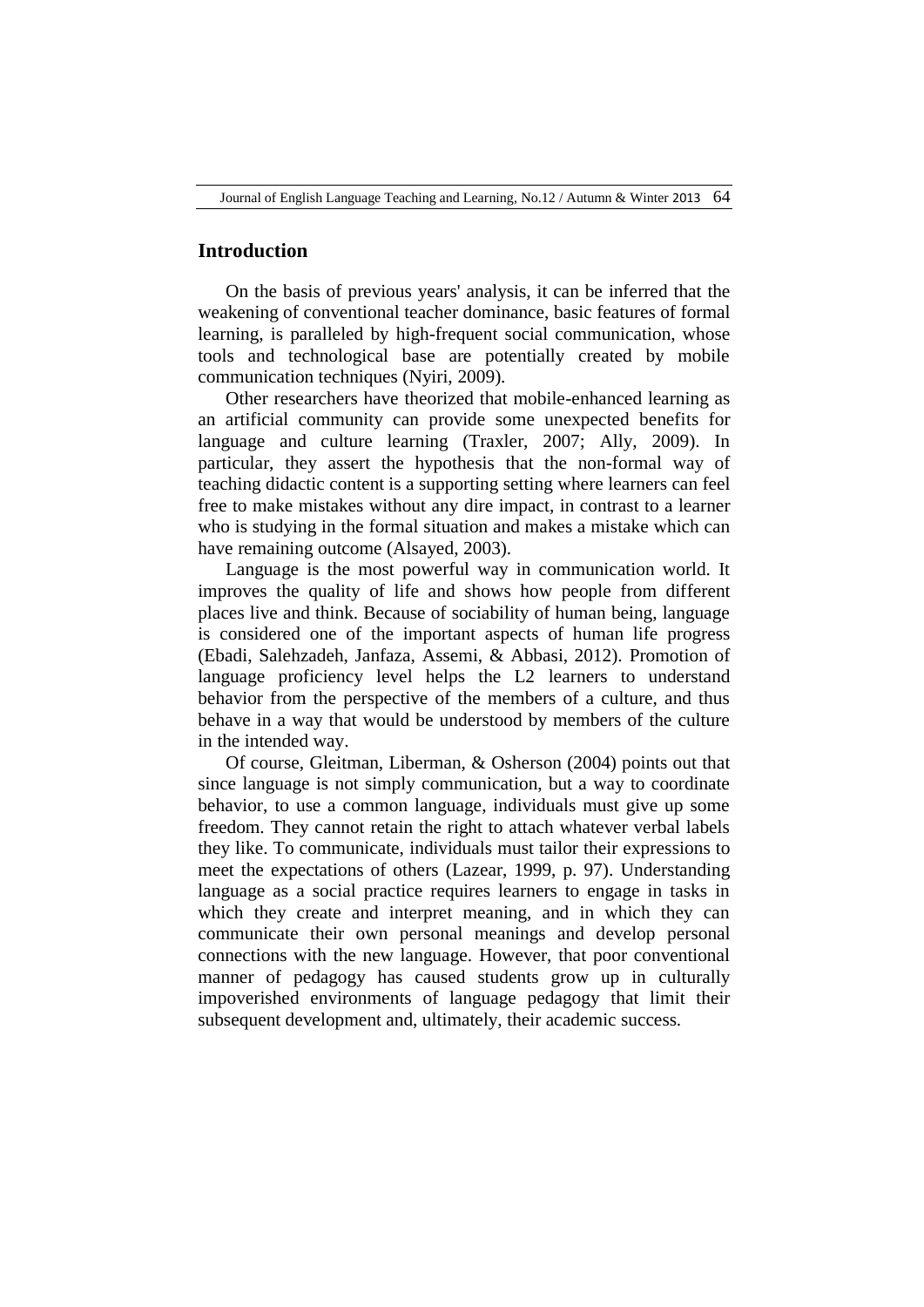## Introduction

On the basis of previous years' analysis, it can be inferred that the weakening of conventional teacher dominance, basic features of formal learning, is paralleled by high-frequent social communication, whose tools and technological base are potentially created by mobile communication techniques (Nyiri, 2009).

Other researchers have theorized that mobile-enhanced learning as an artificial community can provide some unexpected benefits for language and culture learning (Traxler, 2007; Ally, 2009). In particular, they assert the hypothesis that the non-formal way of teaching didactic content is a supporting setting where learners can feel free to make mistakes without any dire impact, in contrast to a learner who is studying in the formal situation and makes a mistake which can have remaining outcome (Alsayed, 2003).

Language is the most powerful way in communication world. It improves the quality of life and shows how people from different places live and think. Because of sociability of human being, language is considered one of the important aspects of human life progress (Ebadi, Salehzadeh, Janfaza, Assemi, & Abbasi, 2012). Promotion of language proficiency level helps the L2 learners to understand behavior from the perspective of the members of a culture, and thus behave in a way that would be understood by members of the culture in the intended way.

Of course, Gleitman, Liberman, & Osherson (2004) points out that since language is not simply communication, but a way to coordinate behavior, to use a common language, individuals must give up some freedom. They cannot retain the right to attach whatever verbal labels they like. To communicate, individuals must tailor their expressions to meet the expectations of others (Lazear, 1999, p. 97). Understanding language as a social practice requires learners to engage in tasks in which they create and interpret meaning, and in which they can communicate their own personal meanings and develop personal connections with the new language. However, that poor conventional manner of pedagogy has caused students grow up in culturally impoverished environments of language pedagogy that limit their subsequent development and, ultimately, their academic success.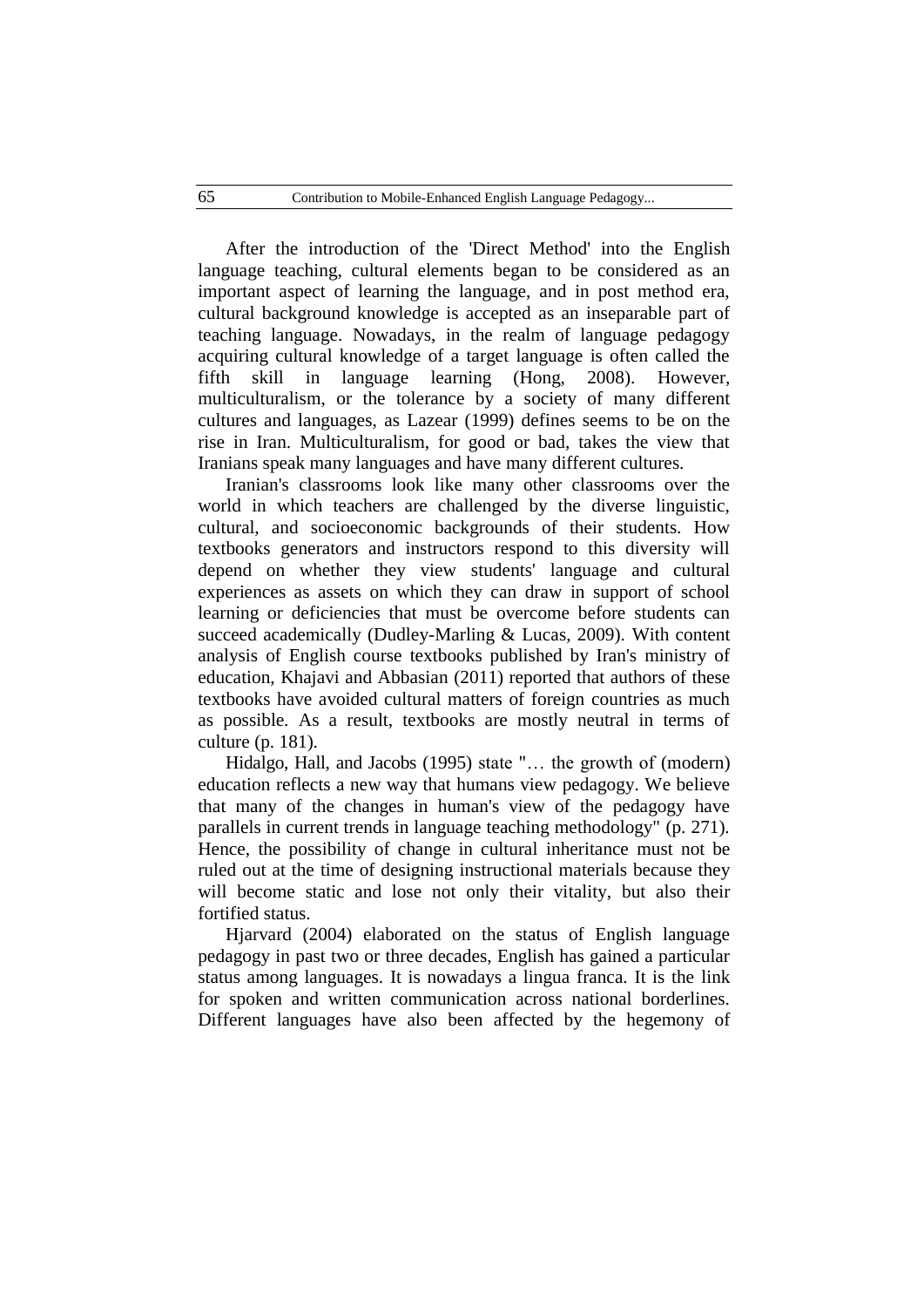After the introduction of the 'Direct Method' into the English language teaching, cultural elements began to be considered as an important aspect of learning the language, and in post method era, cultural background knowledge is accepted as an inseparable part of teaching language. Nowadays, in the realm of language pedagogy acquiring cultural knowledge of a target language is often called the fifth skill in language learning (Hong, 2008). However, multiculturalism, or the tolerance by a society of many different cultures and languages, as Lazear (1999) defines seems to be on the rise in Iran. Multiculturalism, for good or bad, takes the view that Iranians speak many languages and have many different cultures.

Iranian's classrooms look like many other classrooms over the world in which teachers are challenged by the diverse linguistic, cultural, and socioeconomic backgrounds of their students. How textbooks generators and instructors respond to this diversity will depend on whether they view students' language and cultural experiences as assets on which they can draw in support of school learning or deficiencies that must be overcome before students can succeed academically (Dudley-Marling & Lucas, 2009). With content analysis of English course textbooks published by Iran's ministry of education, Khajavi and Abbasian (2011) reported that authors of these textbooks have avoided cultural matters of foreign countries as much as possible. As a result, textbooks are mostly neutral in terms of culture (p. 181).

Hidalgo, Hall, and Jacobs (1995) state "… the growth of (modern) education reflects a new way that humans view pedagogy. We believe that many of the changes in human's view of the pedagogy have parallels in current trends in language teaching methodology" (p. 271). Hence, the possibility of change in cultural inheritance must not be ruled out at the time of designing instructional materials because they will become static and lose not only their vitality, but also their fortified status.

Hjarvard (2004) elaborated on the status of English language pedagogy in past two or three decades, English has gained a particular status among languages. It is nowadays a lingua franca. It is the link for spoken and written communication across national borderlines. Different languages have also been affected by the hegemony of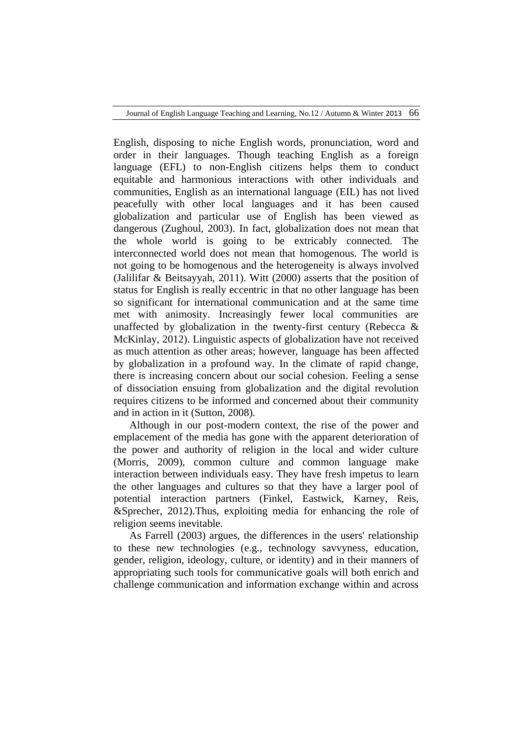English, disposing to niche English words, pronunciation, word and order in their languages. Though teaching English as a foreign language (EFL) to non-English citizens helps them to conduct equitable and harmonious interactions with other individuals and communities, English as an international language (EIL) has not lived peacefully with other local languages and it has been caused globalization and particular use of English has been viewed as dangerous (Zughoul, 2003). In fact, globalization does not mean that the whole world is going to be extricably connected. The interconnected world does not mean that homogenous. The world is not going to be homogenous and the heterogeneity is always involved (Jalilifar & Beitsayyah, 2011). Witt (2000) asserts that the position of status for English is really eccentric in that no other language has been so significant for international communication and at the same time met with animosity. Increasingly fewer local communities are unaffected by globalization in the twenty-first century (Rebecca & McKinlay, 2012). Linguistic aspects of globalization have not received as much attention as other areas; however, language has been affected by globalization in a profound way. In the climate of rapid change, there is increasing concern about our social cohesion. Feeling a sense of dissociation ensuing from globalization and the digital revolution requires citizens to be informed and concerned about their community and in action in it (Sutton, 2008).

Although in our post-modern context, the rise of the power and emplacement of the media has gone with the apparent deterioration of the power and authority of religion in the local and wider culture (Morris, 2009), common culture and common language make interaction between individuals easy. They have fresh impetus to learn the other languages and cultures so that they have a larger pool of potential interaction partners (Finkel, Eastwick, Karney, Reis, &Sprecher, 2012).Thus, exploiting media for enhancing the role of religion seems inevitable.

As Farrell (2003) argues, the differences in the users' relationship to these new technologies (e.g., technology savvyness, education, gender, religion, ideology, culture, or identity) and in their manners of appropriating such tools for communicative goals will both enrich and challenge communication and information exchange within and across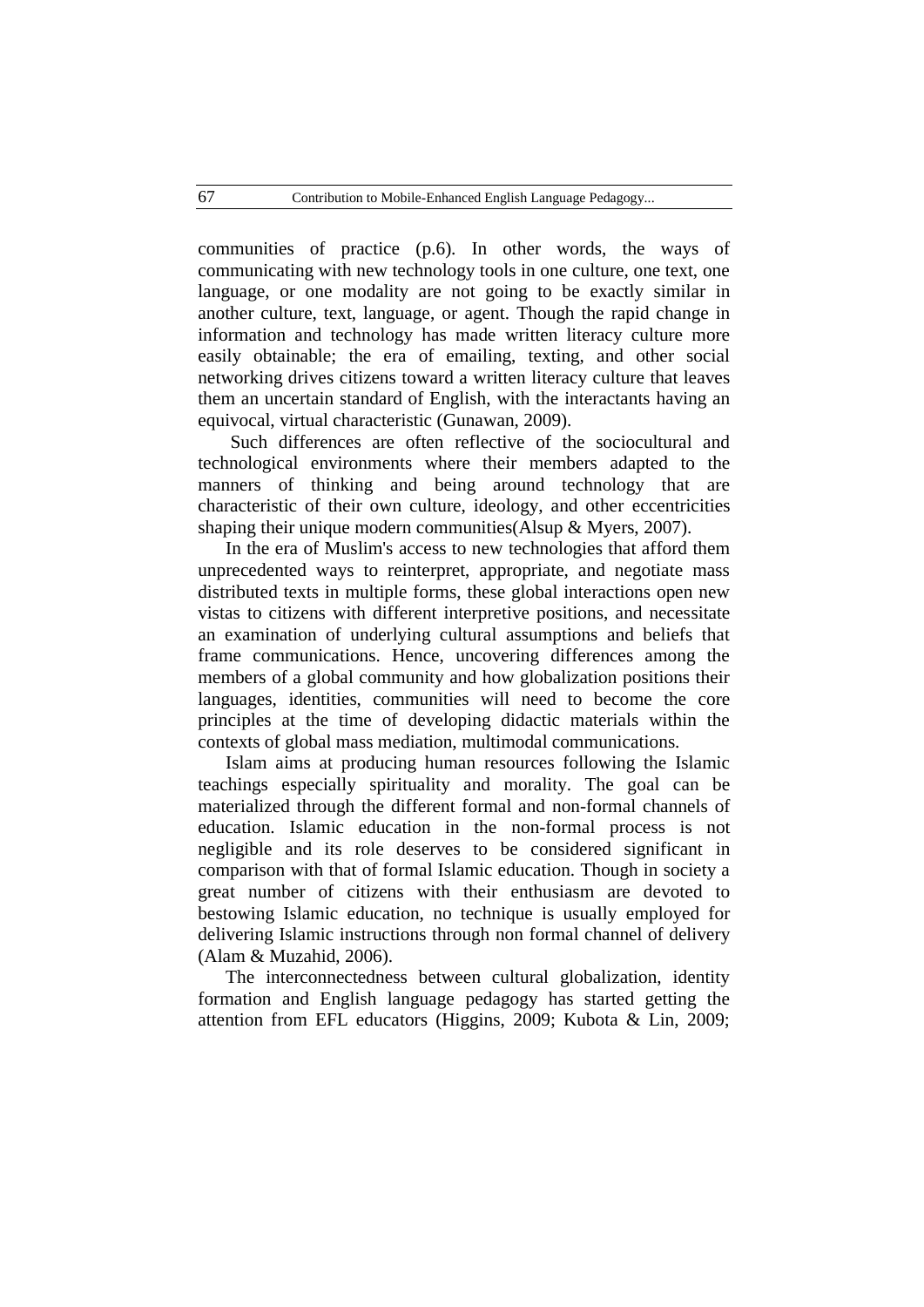communities of practice (p.6). In other words, the ways of communicating with new technology tools in one culture, one text, one language, or one modality are not going to be exactly similar in another culture, text, language, or agent. Though the rapid change in information and technology has made written literacy culture more easily obtainable; the era of emailing, texting, and other social networking drives citizens toward a written literacy culture that leaves them an uncertain standard of English, with the interactants having an equivocal, virtual characteristic (Gunawan, 2009).

Such differences are often reflective of the sociocultural and technological environments where their members adapted to the manners of thinking and being around technology that are characteristic of their own culture, ideology, and other eccentricities shaping their unique modern communities(Alsup & Myers, 2007).

In the era of Muslim's access to new technologies that afford them unprecedented ways to reinterpret, appropriate, and negotiate mass distributed texts in multiple forms, these global interactions open new vistas to citizens with different interpretive positions, and necessitate an examination of underlying cultural assumptions and beliefs that frame communications. Hence, uncovering differences among the members of a global community and how globalization positions their languages, identities, communities will need to become the core principles at the time of developing didactic materials within the contexts of global mass mediation, multimodal communications.

Islam aims at producing human resources following the Islamic teachings especially spirituality and morality. The goal can be materialized through the different formal and non-formal channels of education. Islamic education in the non-formal process is not negligible and its role deserves to be considered significant in comparison with that of formal Islamic education. Though in society a great number of citizens with their enthusiasm are devoted to bestowing Islamic education, no technique is usually employed for delivering Islamic instructions through non formal channel of delivery (Alam & Muzahid, 2006).

The interconnectedness between cultural globalization, identity formation and English language pedagogy has started getting the attention from EFL educators (Higgins, 2009; Kubota & Lin, 2009;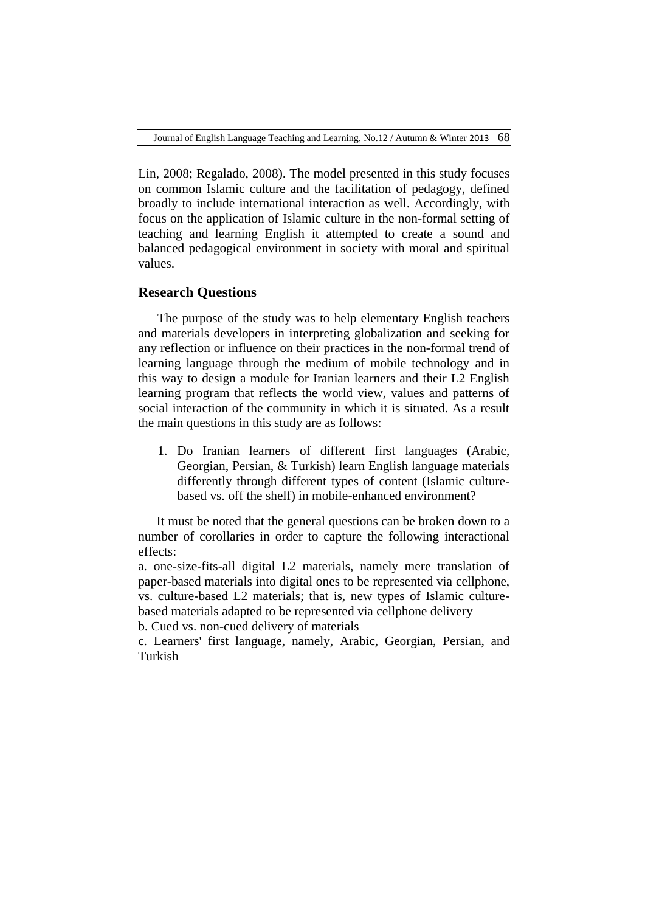Lin, 2008; Regalado, 2008). The model presented in this study focuses on common Islamic culture and the facilitation of pedagogy, defined broadly to include international interaction as well. Accordingly, with focus on the application of Islamic culture in the non-formal setting of teaching and learning English it attempted to create a sound and balanced pedagogical environment in society with moral and spiritual values.

## Research Questions

The purpose of the study was to help elementary English teachers and materials developers in interpreting globalization and seeking for any reflection or influence on their practices in the non-formal trend of learning language through the medium of mobile technology and in this way to design a module for Iranian learners and their L2 English learning program that reflects the world view, values and patterns of social interaction of the community in which it is situated. As a result the main questions in this study are as follows:

1. Do Iranian learners of different first languages (Arabic, Georgian, Persian, & Turkish) learn English language materials differently through different types of content (Islamic culture-based vs. off the shelf) in mobile-enhanced environment?

It must be noted that the general questions can be broken down to a number of corollaries in order to capture the following interactional effects:

a. one-size-fits-all digital L2 materials, namely mere translation of paper-based materials into digital ones to be represented via cellphone, vs. culture-based L2 materials; that is, new types of Islamic culture-based materials adapted to be represented via cellphone delivery

b. Cued vs. non-cued delivery of materials

c. Learners' first language, namely, Arabic, Georgian, Persian, and Turkish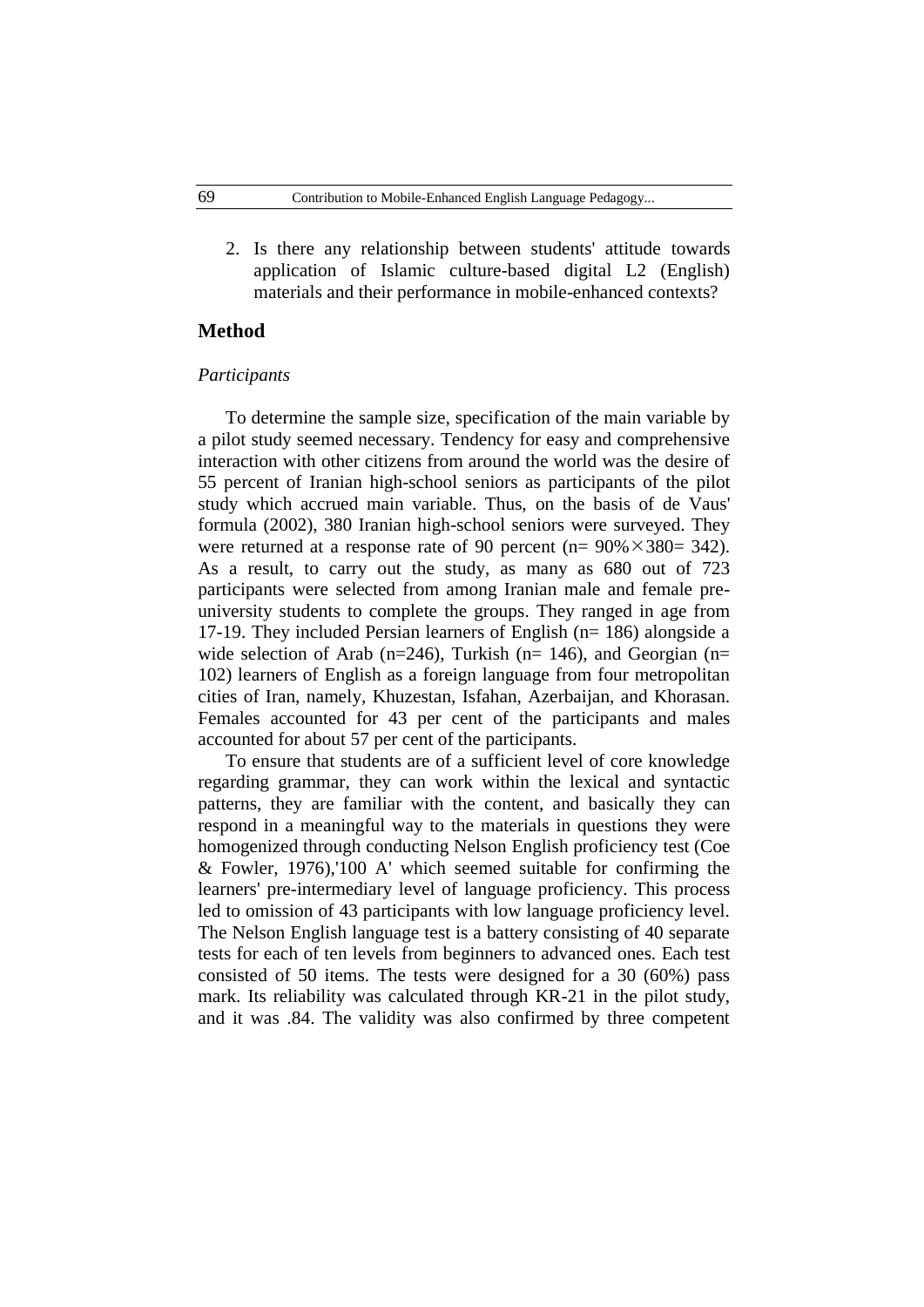2. Is there any relationship between students' attitude towards application of Islamic culture-based digital L2 (English) materials and their performance in mobile-enhanced contexts?

## Method

### *Participants*

To determine the sample size, specification of the main variable by a pilot study seemed necessary. Tendency for easy and comprehensive interaction with other citizens from around the world was the desire of 55 percent of Iranian high-school seniors as participants of the pilot study which accrued main variable. Thus, on the basis of de Vaus' formula (2002), 380 Iranian high-school seniors were surveyed. They were returned at a response rate of 90 percent (n= 90%×380= 342). As a result, to carry out the study, as many as 680 out of 723 participants were selected from among Iranian male and female pre-university students to complete the groups. They ranged in age from 17-19. They included Persian learners of English (n= 186) alongside a wide selection of Arab (n=246), Turkish (n= 146), and Georgian (n= 102) learners of English as a foreign language from four metropolitan cities of Iran, namely, Khuzestan, Isfahan, Azerbaijan, and Khorasan. Females accounted for 43 per cent of the participants and males accounted for about 57 per cent of the participants.

To ensure that students are of a sufficient level of core knowledge regarding grammar, they can work within the lexical and syntactic patterns, they are familiar with the content, and basically they can respond in a meaningful way to the materials in questions they were homogenized through conducting Nelson English proficiency test (Coe & Fowler, 1976),'100 A' which seemed suitable for confirming the learners' pre-intermediary level of language proficiency. This process led to omission of 43 participants with low language proficiency level. The Nelson English language test is a battery consisting of 40 separate tests for each of ten levels from beginners to advanced ones. Each test consisted of 50 items. The tests were designed for a 30 (60%) pass mark. Its reliability was calculated through KR-21 in the pilot study, and it was .84. The validity was also confirmed by three competent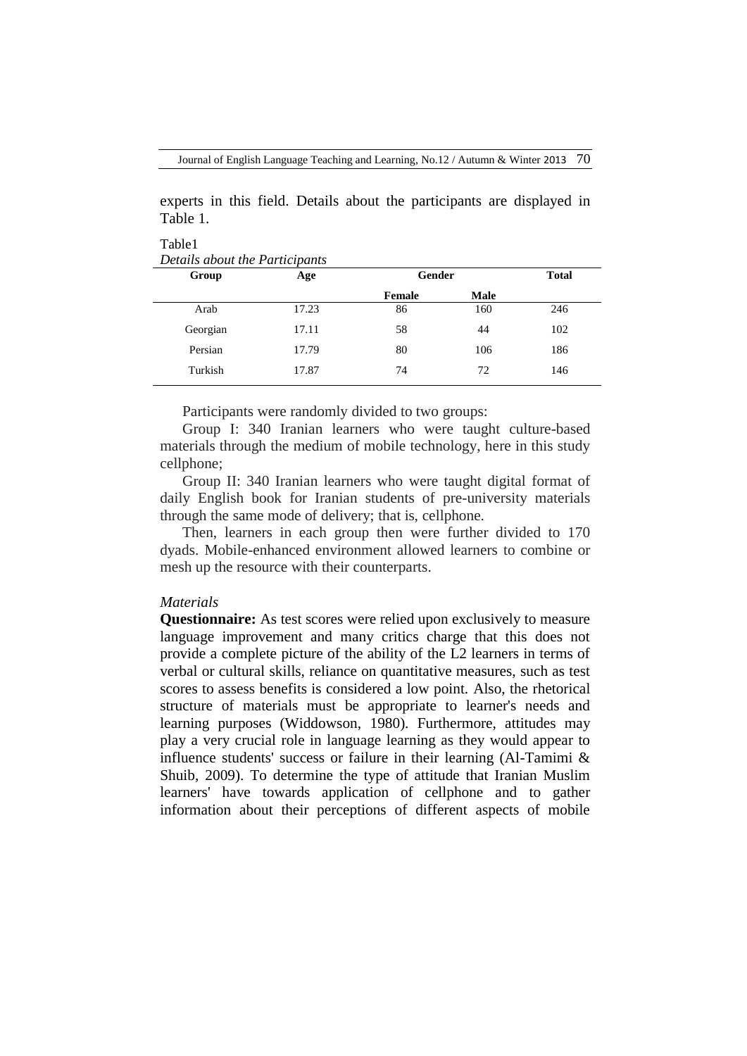experts in this field. Details about the participants are displayed in Table 1.

Table1
*Details about the Participants*

| Group | Age | Gender | | Total |
|---|---|---|---|---|
| | | Female | Male | |
| Arab | 17.23 | 86 | 160 | 246 |
| Georgian | 17.11 | 58 | 44 | 102 |
| Persian | 17.79 | 80 | 106 | 186 |
| Turkish | 17.87 | 74 | 72 | 146 |

Participants were randomly divided to two groups:

Group I: 340 Iranian learners who were taught culture-based materials through the medium of mobile technology, here in this study cellphone;

Group II: 340 Iranian learners who were taught digital format of daily English book for Iranian students of pre-university materials through the same mode of delivery; that is, cellphone.

Then, learners in each group then were further divided to 170 dyads. Mobile-enhanced environment allowed learners to combine or mesh up the resource with their counterparts.

*Materials*

**Questionnaire:** As test scores were relied upon exclusively to measure language improvement and many critics charge that this does not provide a complete picture of the ability of the L2 learners in terms of verbal or cultural skills, reliance on quantitative measures, such as test scores to assess benefits is considered a low point. Also, the rhetorical structure of materials must be appropriate to learner's needs and learning purposes (Widdowson, 1980). Furthermore, attitudes may play a very crucial role in language learning as they would appear to influence students' success or failure in their learning (Al-Tamimi & Shuib, 2009). To determine the type of attitude that Iranian Muslim learners' have towards application of cellphone and to gather information about their perceptions of different aspects of mobile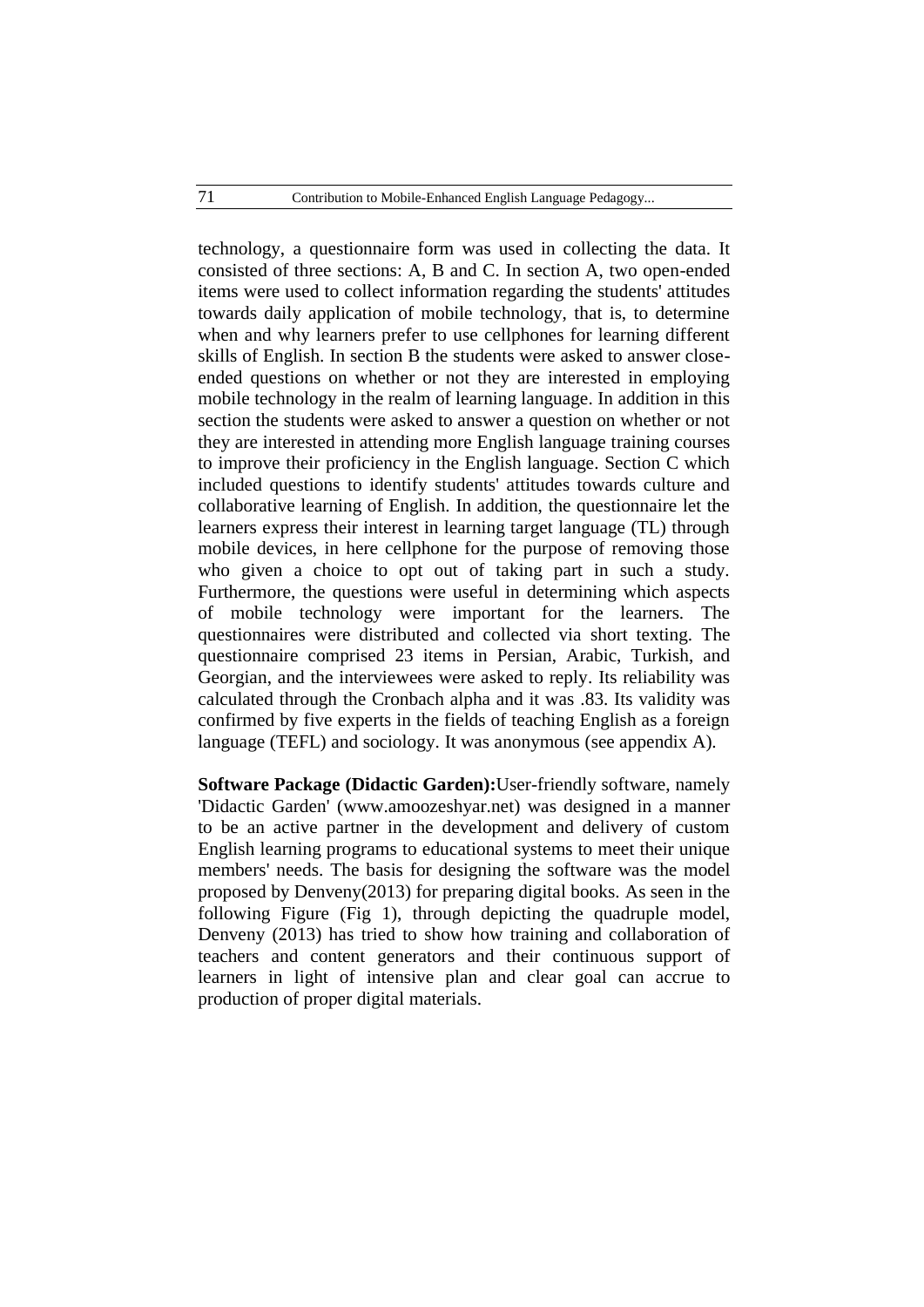technology, a questionnaire form was used in collecting the data. It consisted of three sections: A, B and C. In section A, two open-ended items were used to collect information regarding the students' attitudes towards daily application of mobile technology, that is, to determine when and why learners prefer to use cellphones for learning different skills of English. In section B the students were asked to answer close-ended questions on whether or not they are interested in employing mobile technology in the realm of learning language. In addition in this section the students were asked to answer a question on whether or not they are interested in attending more English language training courses to improve their proficiency in the English language. Section C which included questions to identify students' attitudes towards culture and collaborative learning of English. In addition, the questionnaire let the learners express their interest in learning target language (TL) through mobile devices, in here cellphone for the purpose of removing those who given a choice to opt out of taking part in such a study. Furthermore, the questions were useful in determining which aspects of mobile technology were important for the learners. The questionnaires were distributed and collected via short texting. The questionnaire comprised 23 items in Persian, Arabic, Turkish, and Georgian, and the interviewees were asked to reply. Its reliability was calculated through the Cronbach alpha and it was .83. Its validity was confirmed by five experts in the fields of teaching English as a foreign language (TEFL) and sociology. It was anonymous (see appendix A).

**Software Package (Didactic Garden):**User-friendly software, namely 'Didactic Garden' (www.amoozeshyar.net) was designed in a manner to be an active partner in the development and delivery of custom English learning programs to educational systems to meet their unique members' needs. The basis for designing the software was the model proposed by Denveny(2013) for preparing digital books. As seen in the following Figure (Fig 1), through depicting the quadruple model, Denveny (2013) has tried to show how training and collaboration of teachers and content generators and their continuous support of learners in light of intensive plan and clear goal can accrue to production of proper digital materials.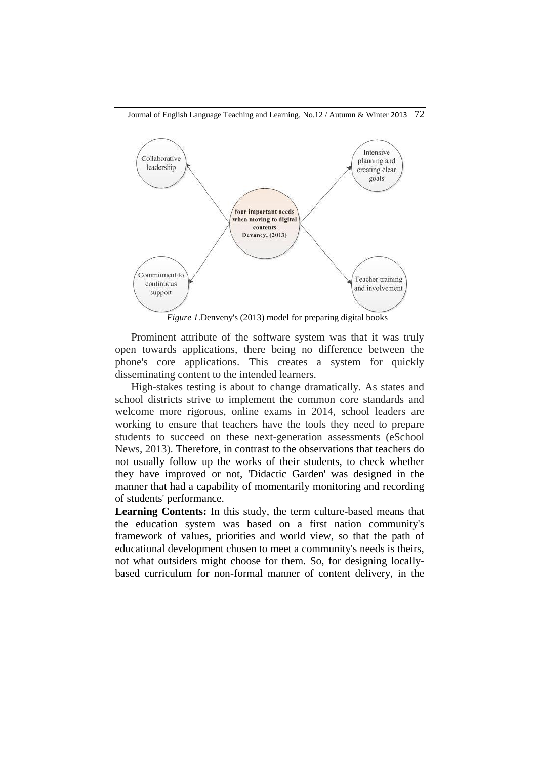Collaborative leadership

Intensive planning and creating clear goals

four important needs when moving to digital contents Devaney, (2013)

Commitment to continuous support

Teacher training and involvement

*Figure 1*.Denveny's (2013) model for preparing digital books

Prominent attribute of the software system was that it was truly open towards applications, there being no difference between the phone's core applications. This creates a system for quickly disseminating content to the intended learners.

High-stakes testing is about to change dramatically. As states and school districts strive to implement the common core standards and welcome more rigorous, online exams in 2014, school leaders are working to ensure that teachers have the tools they need to prepare students to succeed on these next-generation assessments (eSchool News, 2013). Therefore, in contrast to the observations that teachers do not usually follow up the works of their students, to check whether they have improved or not, 'Didactic Garden' was designed in the manner that had a capability of momentarily monitoring and recording of students' performance.

**Learning Contents:** In this study, the term culture-based means that the education system was based on a first nation community's framework of values, priorities and world view, so that the path of educational development chosen to meet a community's needs is theirs, not what outsiders might choose for them. So, for designing locally-based curriculum for non-formal manner of content delivery, in the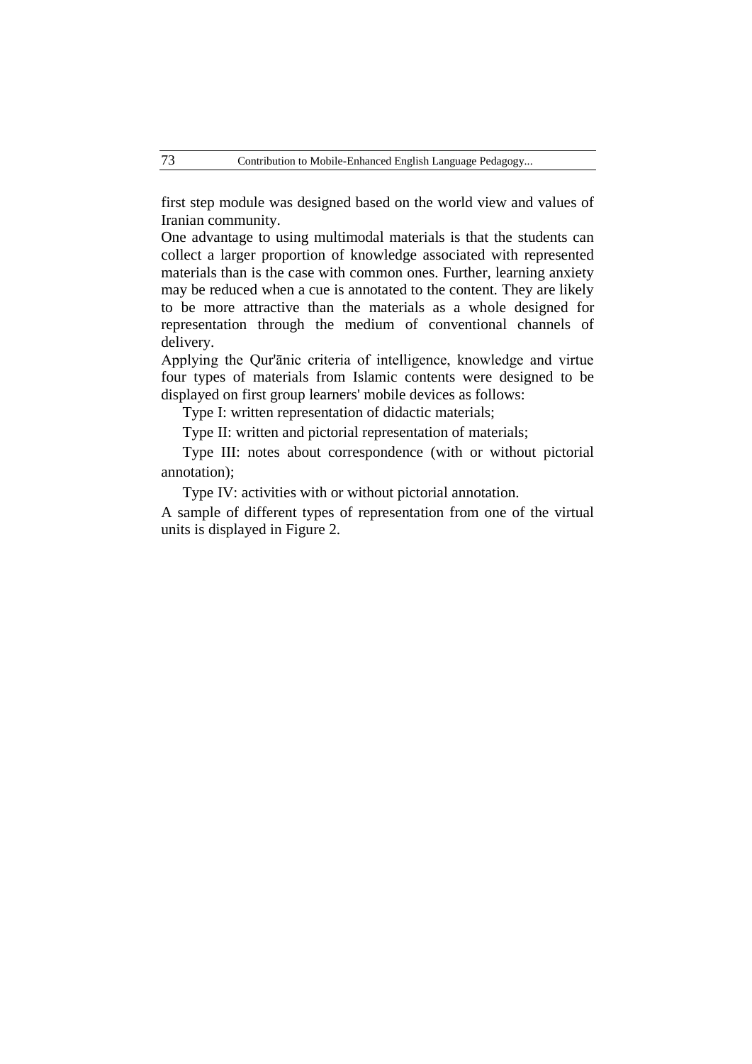first step module was designed based on the world view and values of Iranian community.

One advantage to using multimodal materials is that the students can collect a larger proportion of knowledge associated with represented materials than is the case with common ones. Further, learning anxiety may be reduced when a cue is annotated to the content. They are likely to be more attractive than the materials as a whole designed for representation through the medium of conventional channels of delivery.

Applying the Qur'ānic criteria of intelligence, knowledge and virtue four types of materials from Islamic contents were designed to be displayed on first group learners' mobile devices as follows:

Type I: written representation of didactic materials;

Type II: written and pictorial representation of materials;

Type III: notes about correspondence (with or without pictorial annotation);

Type IV: activities with or without pictorial annotation.

A sample of different types of representation from one of the virtual units is displayed in Figure 2.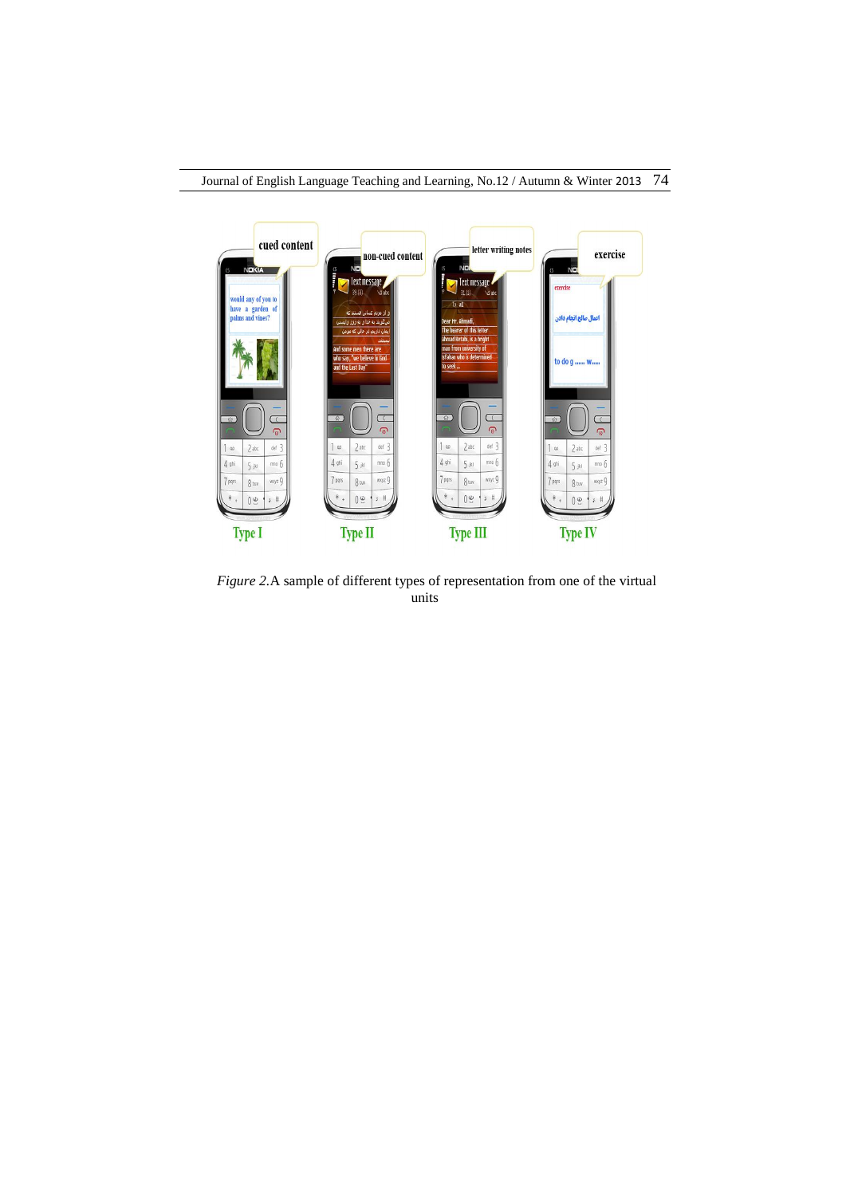*Figure 2.*A sample of different types of representation from one of the virtual units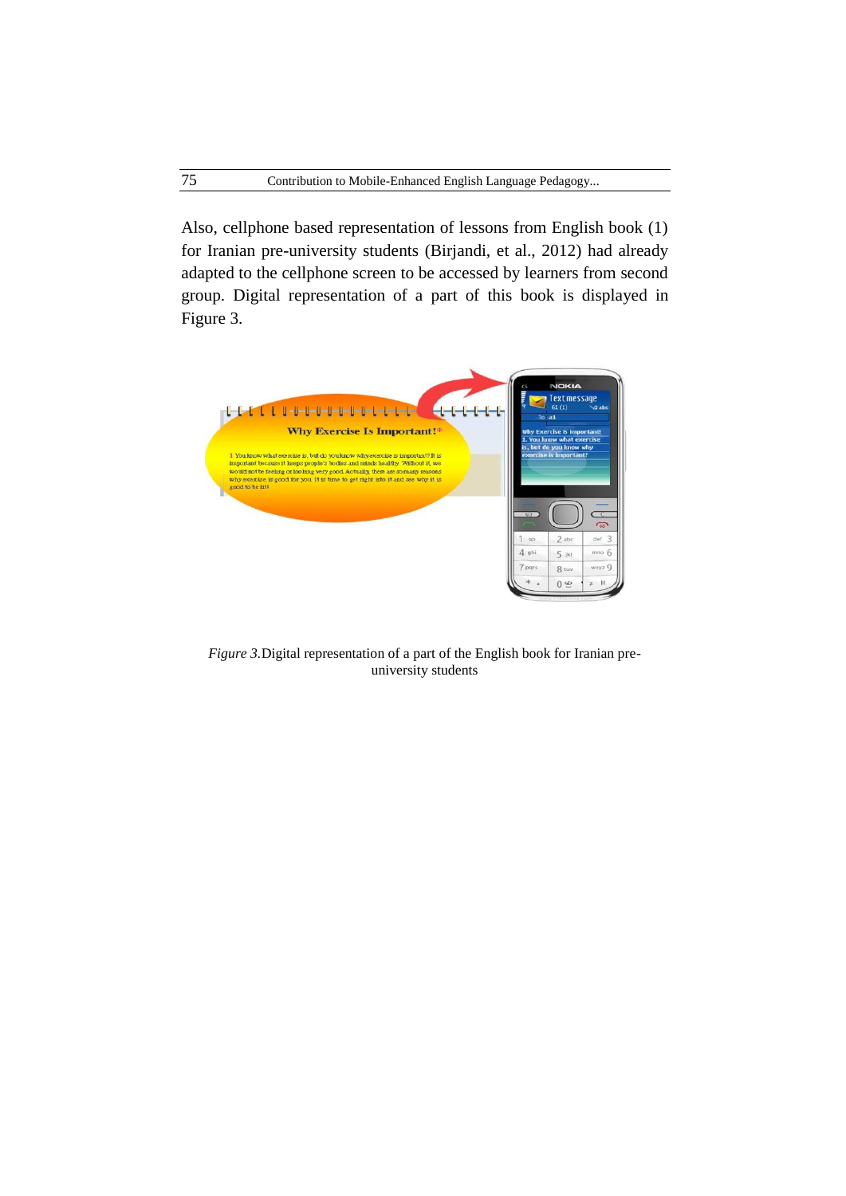Also, cellphone based representation of lessons from English book (1) for Iranian pre-university students (Birjandi, et al., 2012) had already adapted to the cellphone screen to be accessed by learners from second group. Digital representation of a part of this book is displayed in Figure 3.

*Figure 3.*Digital representation of a part of the English book for Iranian pre-university students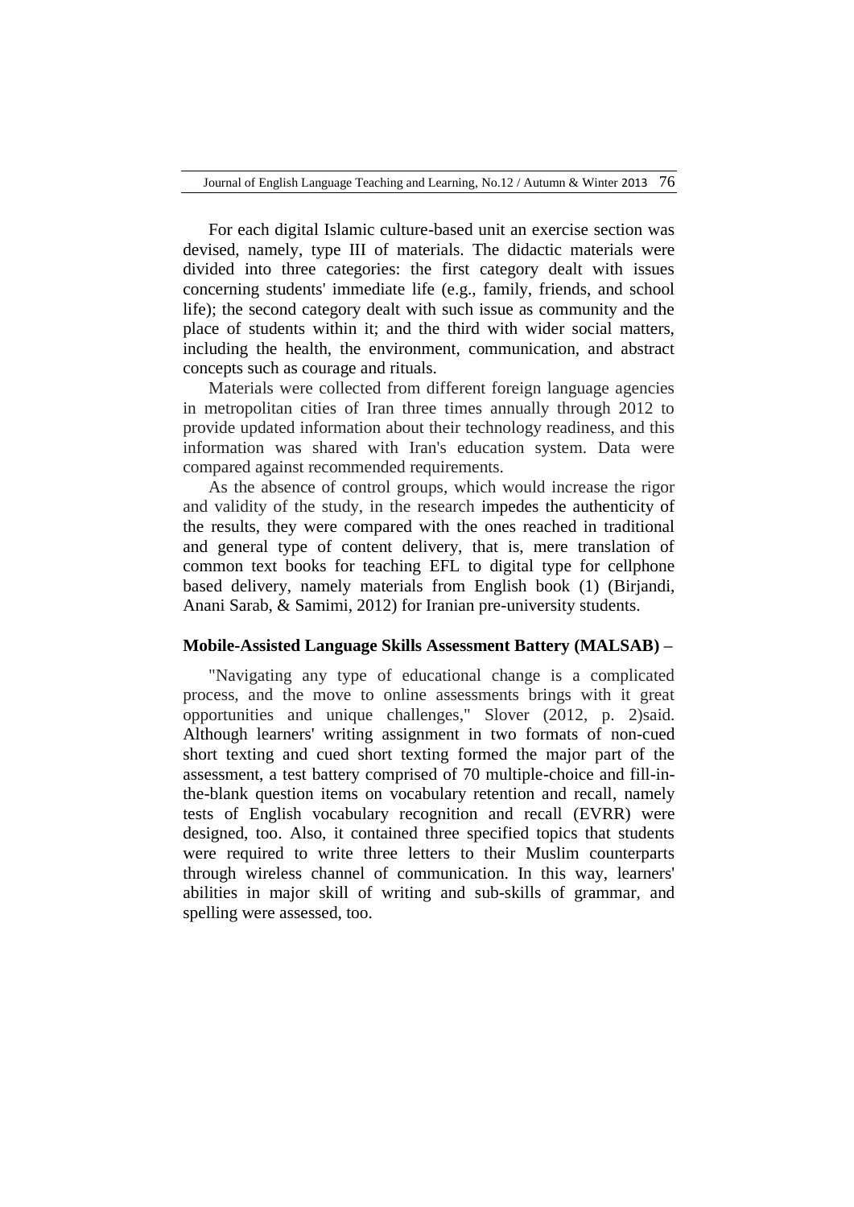For each digital Islamic culture-based unit an exercise section was devised, namely, type III of materials. The didactic materials were divided into three categories: the first category dealt with issues concerning students' immediate life (e.g., family, friends, and school life); the second category dealt with such issue as community and the place of students within it; and the third with wider social matters, including the health, the environment, communication, and abstract concepts such as courage and rituals.

Materials were collected from different foreign language agencies in metropolitan cities of Iran three times annually through 2012 to provide updated information about their technology readiness, and this information was shared with Iran's education system. Data were compared against recommended requirements.

As the absence of control groups, which would increase the rigor and validity of the study, in the research impedes the authenticity of the results, they were compared with the ones reached in traditional and general type of content delivery, that is, mere translation of common text books for teaching EFL to digital type for cellphone based delivery, namely materials from English book (1) (Birjandi, Anani Sarab, & Samimi, 2012) for Iranian pre-university students.

**Mobile-Assisted Language Skills Assessment Battery (MALSAB) –**

"Navigating any type of educational change is a complicated process, and the move to online assessments brings with it great opportunities and unique challenges," Slover (2012, p. 2)said. Although learners' writing assignment in two formats of non-cued short texting and cued short texting formed the major part of the assessment, a test battery comprised of 70 multiple-choice and fill-in-the-blank question items on vocabulary retention and recall, namely tests of English vocabulary recognition and recall (EVRR) were designed, too. Also, it contained three specified topics that students were required to write three letters to their Muslim counterparts through wireless channel of communication. In this way, learners' abilities in major skill of writing and sub-skills of grammar, and spelling were assessed, too.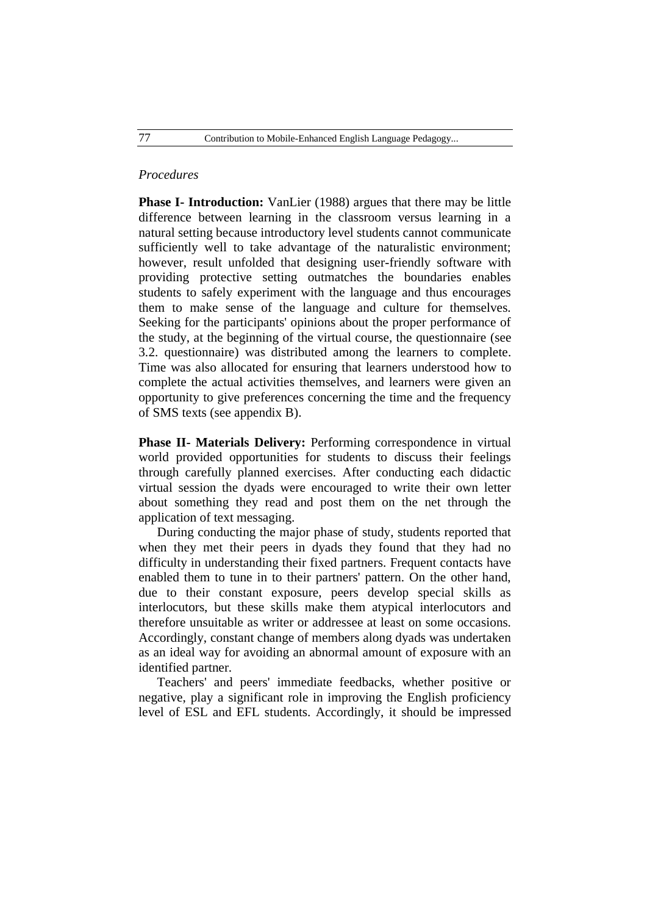*Procedures*

**Phase I- Introduction:** VanLier (1988) argues that there may be little difference between learning in the classroom versus learning in a natural setting because introductory level students cannot communicate sufficiently well to take advantage of the naturalistic environment; however, result unfolded that designing user-friendly software with providing protective setting outmatches the boundaries enables students to safely experiment with the language and thus encourages them to make sense of the language and culture for themselves. Seeking for the participants' opinions about the proper performance of the study, at the beginning of the virtual course, the questionnaire (see 3.2. questionnaire) was distributed among the learners to complete. Time was also allocated for ensuring that learners understood how to complete the actual activities themselves, and learners were given an opportunity to give preferences concerning the time and the frequency of SMS texts (see appendix B).

**Phase II- Materials Delivery:** Performing correspondence in virtual world provided opportunities for students to discuss their feelings through carefully planned exercises. After conducting each didactic virtual session the dyads were encouraged to write their own letter about something they read and post them on the net through the application of text messaging.

During conducting the major phase of study, students reported that when they met their peers in dyads they found that they had no difficulty in understanding their fixed partners. Frequent contacts have enabled them to tune in to their partners' pattern. On the other hand, due to their constant exposure, peers develop special skills as interlocutors, but these skills make them atypical interlocutors and therefore unsuitable as writer or addressee at least on some occasions. Accordingly, constant change of members along dyads was undertaken as an ideal way for avoiding an abnormal amount of exposure with an identified partner.

Teachers' and peers' immediate feedbacks, whether positive or negative, play a significant role in improving the English proficiency level of ESL and EFL students. Accordingly, it should be impressed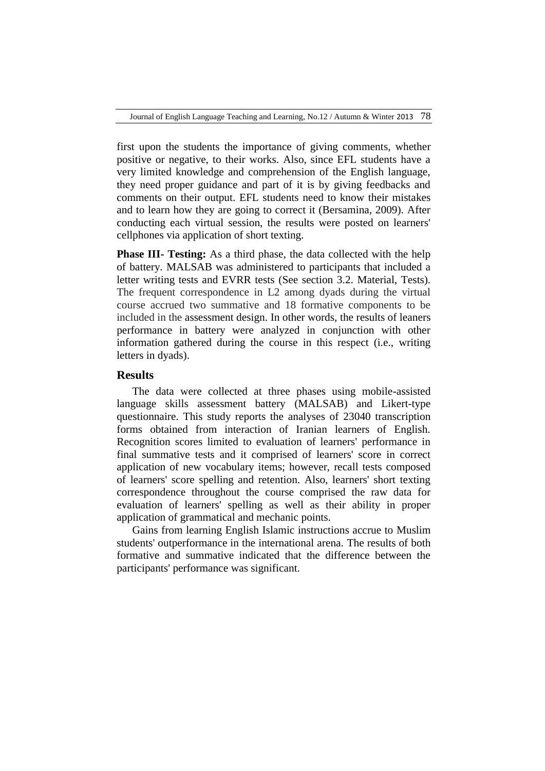first upon the students the importance of giving comments, whether positive or negative, to their works. Also, since EFL students have a very limited knowledge and comprehension of the English language, they need proper guidance and part of it is by giving feedbacks and comments on their output. EFL students need to know their mistakes and to learn how they are going to correct it (Bersamina, 2009). After conducting each virtual session, the results were posted on learners' cellphones via application of short texting.

**Phase III- Testing:** As a third phase, the data collected with the help of battery. MALSAB was administered to participants that included a letter writing tests and EVRR tests (See section 3.2. Material, Tests). The frequent correspondence in L2 among dyads during the virtual course accrued two summative and 18 formative components to be included in the assessment design. In other words, the results of leaners performance in battery were analyzed in conjunction with other information gathered during the course in this respect (i.e., writing letters in dyads).

## Results

The data were collected at three phases using mobile-assisted language skills assessment battery (MALSAB) and Likert-type questionnaire. This study reports the analyses of 23040 transcription forms obtained from interaction of Iranian learners of English. Recognition scores limited to evaluation of learners' performance in final summative tests and it comprised of learners' score in correct application of new vocabulary items; however, recall tests composed of learners' score spelling and retention. Also, learners' short texting correspondence throughout the course comprised the raw data for evaluation of learners' spelling as well as their ability in proper application of grammatical and mechanic points.

Gains from learning English Islamic instructions accrue to Muslim students' outperformance in the international arena. The results of both formative and summative indicated that the difference between the participants' performance was significant.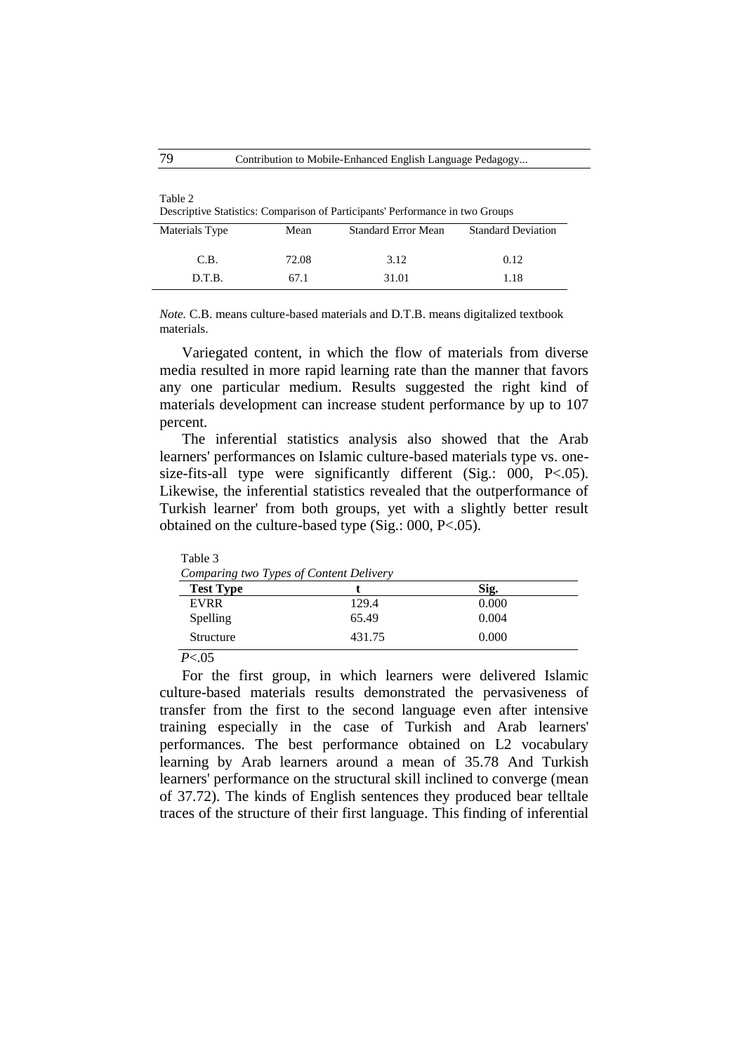Table 2
Descriptive Statistics: Comparison of Participants' Performance in two Groups

| Materials Type | Mean | Standard Error Mean | Standard Deviation |
|---|---|---|---|
| C.B. | 72.08 | 3.12 | 0.12 |
| D.T.B. | 67.1 | 31.01 | 1.18 |

*Note.* C.B. means culture-based materials and D.T.B. means digitalized textbook materials.

Variegated content, in which the flow of materials from diverse media resulted in more rapid learning rate than the manner that favors any one particular medium. Results suggested the right kind of materials development can increase student performance by up to 107 percent.

The inferential statistics analysis also showed that the Arab learners' performances on Islamic culture-based materials type vs. one-size-fits-all type were significantly different (Sig.: 000, P<.05). Likewise, the inferential statistics revealed that the outperformance of Turkish learner' from both groups, yet with a slightly better result obtained on the culture-based type (Sig.: 000, P<.05).

Table 3
*Comparing two Types of Content Delivery*

| **Test Type** | **t** | **Sig.** |
|---|---|---|
| EVRR | 129.4 | 0.000 |
| Spelling | 65.49 | 0.004 |
| Structure | 431.75 | 0.000 |

*P*<.05

For the first group, in which learners were delivered Islamic culture-based materials results demonstrated the pervasiveness of transfer from the first to the second language even after intensive training especially in the case of Turkish and Arab learners' performances. The best performance obtained on L2 vocabulary learning by Arab learners around a mean of 35.78 And Turkish learners' performance on the structural skill inclined to converge (mean of 37.72). The kinds of English sentences they produced bear telltale traces of the structure of their first language. This finding of inferential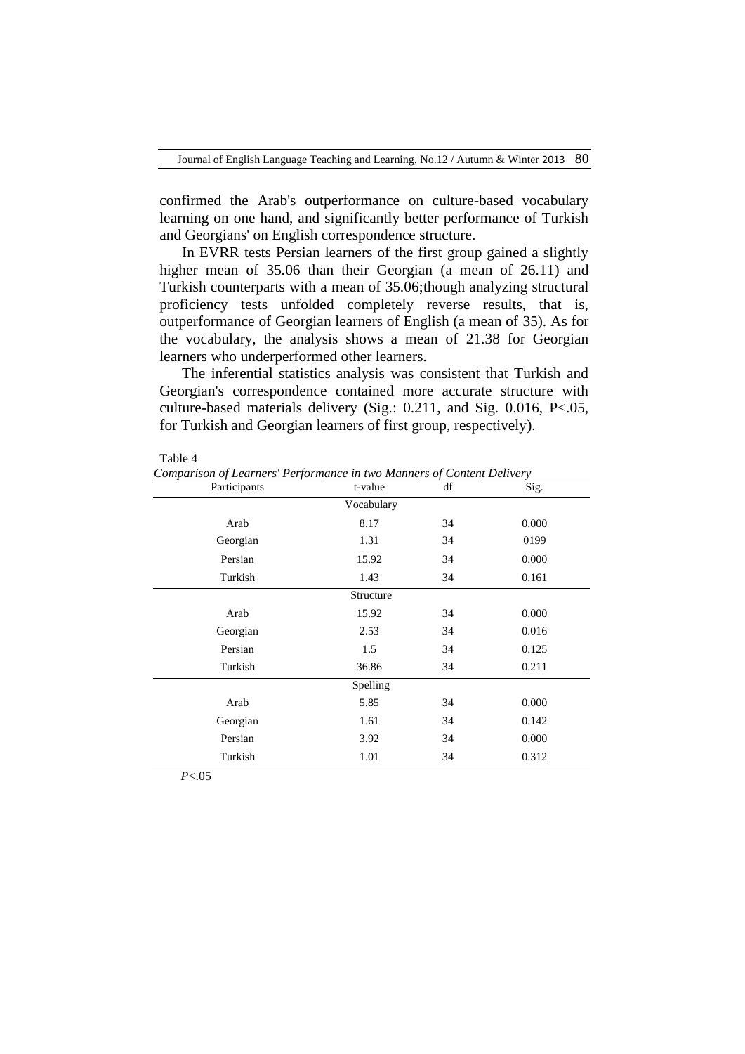confirmed the Arab's outperformance on culture-based vocabulary learning on one hand, and significantly better performance of Turkish and Georgians' on English correspondence structure.

In EVRR tests Persian learners of the first group gained a slightly higher mean of 35.06 than their Georgian (a mean of 26.11) and Turkish counterparts with a mean of 35.06;though analyzing structural proficiency tests unfolded completely reverse results, that is, outperformance of Georgian learners of English (a mean of 35). As for the vocabulary, the analysis shows a mean of 21.38 for Georgian learners who underperformed other learners.

The inferential statistics analysis was consistent that Turkish and Georgian's correspondence contained more accurate structure with culture-based materials delivery (Sig.: 0.211, and Sig. 0.016, P<.05, for Turkish and Georgian learners of first group, respectively).

Table 4

*Comparison of Learners' Performance in two Manners of Content Delivery*

| Participants | t-value | df | Sig. |
|---|---|---|---|
| | Vocabulary | | |
| Arab | 8.17 | 34 | 0.000 |
| Georgian | 1.31 | 34 | 0199 |
| Persian | 15.92 | 34 | 0.000 |
| Turkish | 1.43 | 34 | 0.161 |
| | Structure | | |
| Arab | 15.92 | 34 | 0.000 |
| Georgian | 2.53 | 34 | 0.016 |
| Persian | 1.5 | 34 | 0.125 |
| Turkish | 36.86 | 34 | 0.211 |
| | Spelling | | |
| Arab | 5.85 | 34 | 0.000 |
| Georgian | 1.61 | 34 | 0.142 |
| Persian | 3.92 | 34 | 0.000 |
| Turkish | 1.01 | 34 | 0.312 |

*P*<.05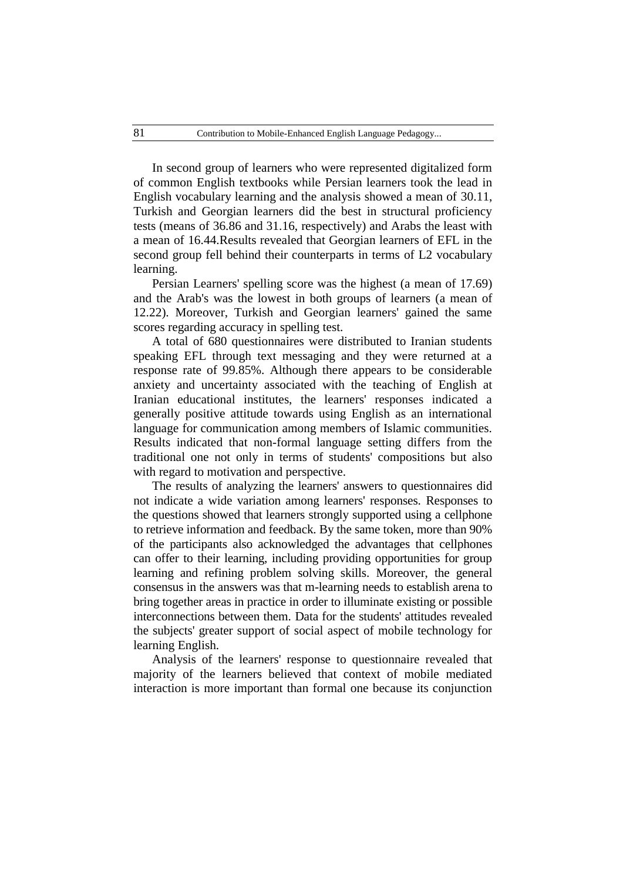In second group of learners who were represented digitalized form of common English textbooks while Persian learners took the lead in English vocabulary learning and the analysis showed a mean of 30.11, Turkish and Georgian learners did the best in structural proficiency tests (means of 36.86 and 31.16, respectively) and Arabs the least with a mean of 16.44.Results revealed that Georgian learners of EFL in the second group fell behind their counterparts in terms of L2 vocabulary learning.

Persian Learners' spelling score was the highest (a mean of 17.69) and the Arab's was the lowest in both groups of learners (a mean of 12.22). Moreover, Turkish and Georgian learners' gained the same scores regarding accuracy in spelling test.

A total of 680 questionnaires were distributed to Iranian students speaking EFL through text messaging and they were returned at a response rate of 99.85%. Although there appears to be considerable anxiety and uncertainty associated with the teaching of English at Iranian educational institutes, the learners' responses indicated a generally positive attitude towards using English as an international language for communication among members of Islamic communities. Results indicated that non-formal language setting differs from the traditional one not only in terms of students' compositions but also with regard to motivation and perspective.

The results of analyzing the learners' answers to questionnaires did not indicate a wide variation among learners' responses. Responses to the questions showed that learners strongly supported using a cellphone to retrieve information and feedback. By the same token, more than 90% of the participants also acknowledged the advantages that cellphones can offer to their learning, including providing opportunities for group learning and refining problem solving skills. Moreover, the general consensus in the answers was that m-learning needs to establish arena to bring together areas in practice in order to illuminate existing or possible interconnections between them. Data for the students' attitudes revealed the subjects' greater support of social aspect of mobile technology for learning English.

Analysis of the learners' response to questionnaire revealed that majority of the learners believed that context of mobile mediated interaction is more important than formal one because its conjunction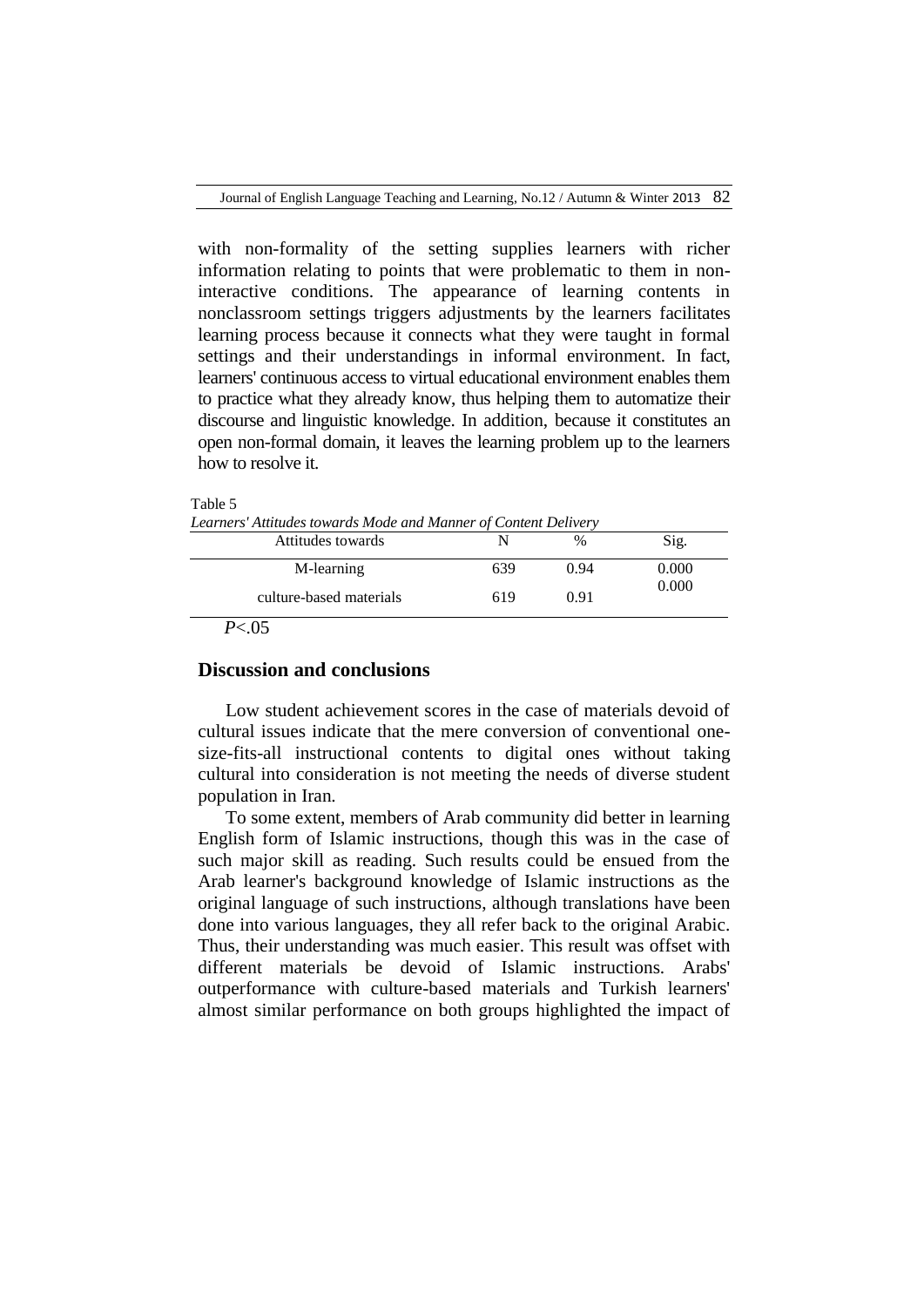with non-formality of the setting supplies learners with richer information relating to points that were problematic to them in non-interactive conditions. The appearance of learning contents in nonclassroom settings triggers adjustments by the learners facilitates learning process because it connects what they were taught in formal settings and their understandings in informal environment. In fact, learners' continuous access to virtual educational environment enables them to practice what they already know, thus helping them to automatize their discourse and linguistic knowledge. In addition, because it constitutes an open non-formal domain, it leaves the learning problem up to the learners how to resolve it.

Table 5
*Learners' Attitudes towards Mode and Manner of Content Delivery*

| Attitudes towards | N | % | Sig. |
|---|---|---|---|
| M-learning | 639 | 0.94 | 0.000 |
| culture-based materials | 619 | 0.91 | 0.000 |

*P*<.05

## Discussion and conclusions

Low student achievement scores in the case of materials devoid of cultural issues indicate that the mere conversion of conventional one-size-fits-all instructional contents to digital ones without taking cultural into consideration is not meeting the needs of diverse student population in Iran.

To some extent, members of Arab community did better in learning English form of Islamic instructions, though this was in the case of such major skill as reading. Such results could be ensued from the Arab learner's background knowledge of Islamic instructions as the original language of such instructions, although translations have been done into various languages, they all refer back to the original Arabic. Thus, their understanding was much easier. This result was offset with different materials be devoid of Islamic instructions. Arabs' outperformance with culture-based materials and Turkish learners' almost similar performance on both groups highlighted the impact of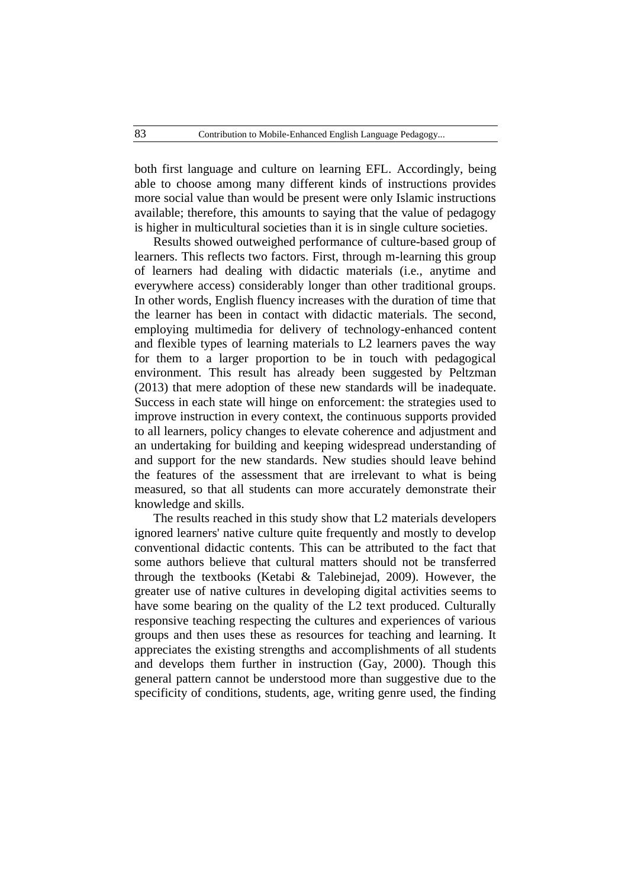both first language and culture on learning EFL. Accordingly, being able to choose among many different kinds of instructions provides more social value than would be present were only Islamic instructions available; therefore, this amounts to saying that the value of pedagogy is higher in multicultural societies than it is in single culture societies.

Results showed outweighed performance of culture-based group of learners. This reflects two factors. First, through m-learning this group of learners had dealing with didactic materials (i.e., anytime and everywhere access) considerably longer than other traditional groups. In other words, English fluency increases with the duration of time that the learner has been in contact with didactic materials. The second, employing multimedia for delivery of technology-enhanced content and flexible types of learning materials to L2 learners paves the way for them to a larger proportion to be in touch with pedagogical environment. This result has already been suggested by Peltzman (2013) that mere adoption of these new standards will be inadequate. Success in each state will hinge on enforcement: the strategies used to improve instruction in every context, the continuous supports provided to all learners, policy changes to elevate coherence and adjustment and an undertaking for building and keeping widespread understanding of and support for the new standards. New studies should leave behind the features of the assessment that are irrelevant to what is being measured, so that all students can more accurately demonstrate their knowledge and skills.

The results reached in this study show that L2 materials developers ignored learners' native culture quite frequently and mostly to develop conventional didactic contents. This can be attributed to the fact that some authors believe that cultural matters should not be transferred through the textbooks (Ketabi & Talebinejad, 2009). However, the greater use of native cultures in developing digital activities seems to have some bearing on the quality of the L2 text produced. Culturally responsive teaching respecting the cultures and experiences of various groups and then uses these as resources for teaching and learning. It appreciates the existing strengths and accomplishments of all students and develops them further in instruction (Gay, 2000). Though this general pattern cannot be understood more than suggestive due to the specificity of conditions, students, age, writing genre used, the finding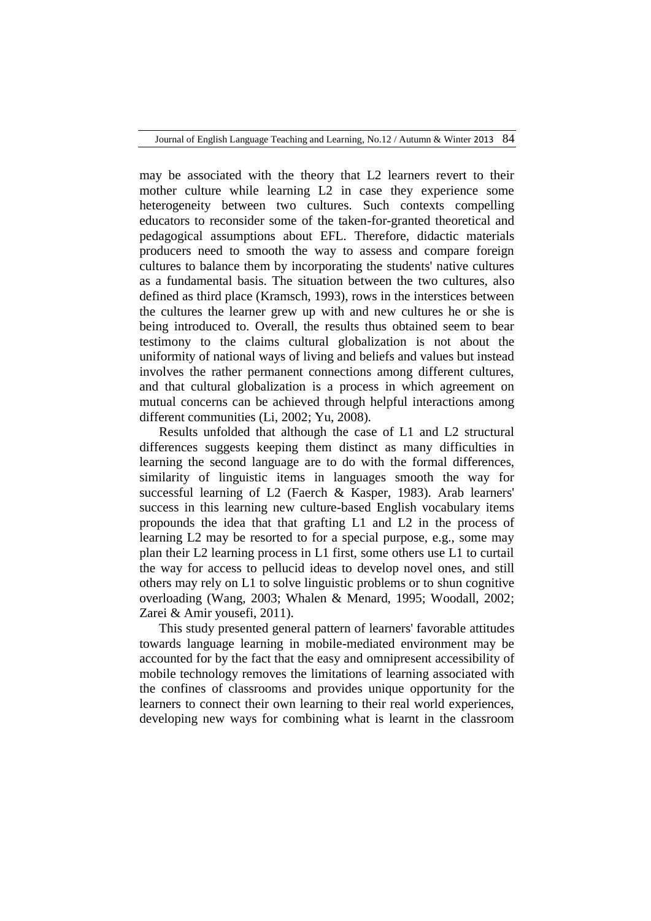may be associated with the theory that L2 learners revert to their mother culture while learning L2 in case they experience some heterogeneity between two cultures. Such contexts compelling educators to reconsider some of the taken-for-granted theoretical and pedagogical assumptions about EFL. Therefore, didactic materials producers need to smooth the way to assess and compare foreign cultures to balance them by incorporating the students' native cultures as a fundamental basis. The situation between the two cultures, also defined as third place (Kramsch, 1993), rows in the interstices between the cultures the learner grew up with and new cultures he or she is being introduced to. Overall, the results thus obtained seem to bear testimony to the claims cultural globalization is not about the uniformity of national ways of living and beliefs and values but instead involves the rather permanent connections among different cultures, and that cultural globalization is a process in which agreement on mutual concerns can be achieved through helpful interactions among different communities (Li, 2002; Yu, 2008).

Results unfolded that although the case of L1 and L2 structural differences suggests keeping them distinct as many difficulties in learning the second language are to do with the formal differences, similarity of linguistic items in languages smooth the way for successful learning of L2 (Faerch & Kasper, 1983). Arab learners' success in this learning new culture-based English vocabulary items propounds the idea that that grafting L1 and L2 in the process of learning L2 may be resorted to for a special purpose, e.g., some may plan their L2 learning process in L1 first, some others use L1 to curtail the way for access to pellucid ideas to develop novel ones, and still others may rely on L1 to solve linguistic problems or to shun cognitive overloading (Wang, 2003; Whalen & Menard, 1995; Woodall, 2002; Zarei & Amir yousefi, 2011).

This study presented general pattern of learners' favorable attitudes towards language learning in mobile-mediated environment may be accounted for by the fact that the easy and omnipresent accessibility of mobile technology removes the limitations of learning associated with the confines of classrooms and provides unique opportunity for the learners to connect their own learning to their real world experiences, developing new ways for combining what is learnt in the classroom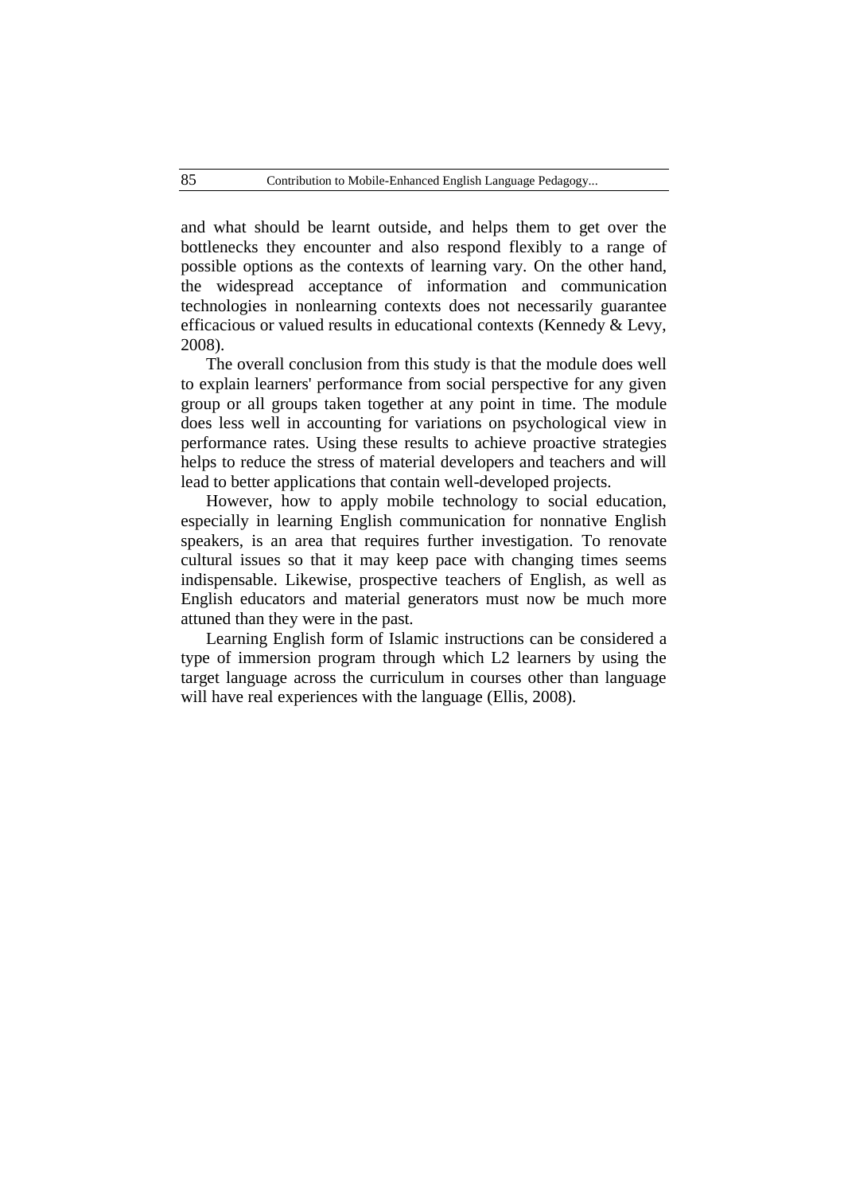and what should be learnt outside, and helps them to get over the bottlenecks they encounter and also respond flexibly to a range of possible options as the contexts of learning vary. On the other hand, the widespread acceptance of information and communication technologies in nonlearning contexts does not necessarily guarantee efficacious or valued results in educational contexts (Kennedy & Levy, 2008).

The overall conclusion from this study is that the module does well to explain learners' performance from social perspective for any given group or all groups taken together at any point in time. The module does less well in accounting for variations on psychological view in performance rates. Using these results to achieve proactive strategies helps to reduce the stress of material developers and teachers and will lead to better applications that contain well-developed projects.

However, how to apply mobile technology to social education, especially in learning English communication for nonnative English speakers, is an area that requires further investigation. To renovate cultural issues so that it may keep pace with changing times seems indispensable. Likewise, prospective teachers of English, as well as English educators and material generators must now be much more attuned than they were in the past.

Learning English form of Islamic instructions can be considered a type of immersion program through which L2 learners by using the target language across the curriculum in courses other than language will have real experiences with the language (Ellis, 2008).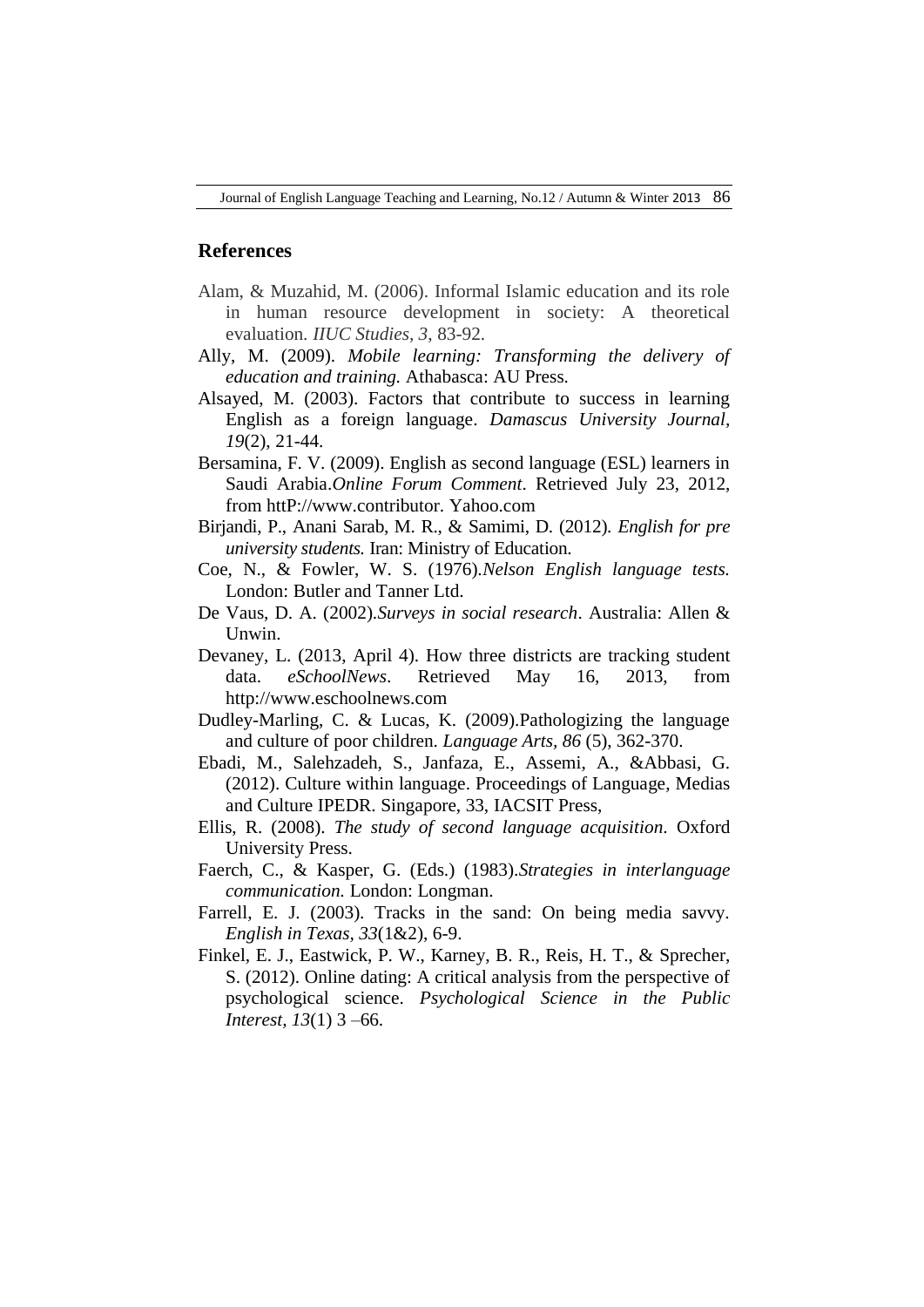## References

Alam, & Muzahid, M. (2006). Informal Islamic education and its role in human resource development in society: A theoretical evaluation. *IIUC Studies, 3*, 83-92.

Ally, M. (2009). *Mobile learning: Transforming the delivery of education and training.* Athabasca: AU Press.

Alsayed, M. (2003). Factors that contribute to success in learning English as a foreign language. *Damascus University Journal, 19*(2), 21-44.

Bersamina, F. V. (2009). English as second language (ESL) learners in Saudi Arabia.*Online Forum Comment*. Retrieved July 23, 2012, from httP://www.contributor. Yahoo.com

Birjandi, P., Anani Sarab, M. R., & Samimi, D. (2012). *English for pre university students.* Iran: Ministry of Education.

Coe, N., & Fowler, W. S. (1976).*Nelson English language tests.* London: Butler and Tanner Ltd.

De Vaus, D. A. (2002).*Surveys in social research*. Australia: Allen & Unwin.

Devaney, L. (2013, April 4). How three districts are tracking student data. *eSchoolNews*. Retrieved May 16, 2013, from http://www.eschoolnews.com

Dudley-Marling, C. & Lucas, K. (2009).Pathologizing the language and culture of poor children. *Language Arts, 86* (5), 362-370.

Ebadi, M., Salehzadeh, S., Janfaza, E., Assemi, A., &Abbasi, G. (2012). Culture within language. Proceedings of Language, Medias and Culture IPEDR. Singapore, 33, IACSIT Press,

Ellis, R. (2008). *The study of second language acquisition*. Oxford University Press.

Faerch, C., & Kasper, G. (Eds.) (1983).*Strategies in interlanguage communication.* London: Longman.

Farrell, E. J. (2003). Tracks in the sand: On being media savvy. *English in Texas, 33*(1&2), 6-9.

Finkel, E. J., Eastwick, P. W., Karney, B. R., Reis, H. T., & Sprecher, S. (2012). Online dating: A critical analysis from the perspective of psychological science. *Psychological Science in the Public Interest, 13*(1) 3 –66.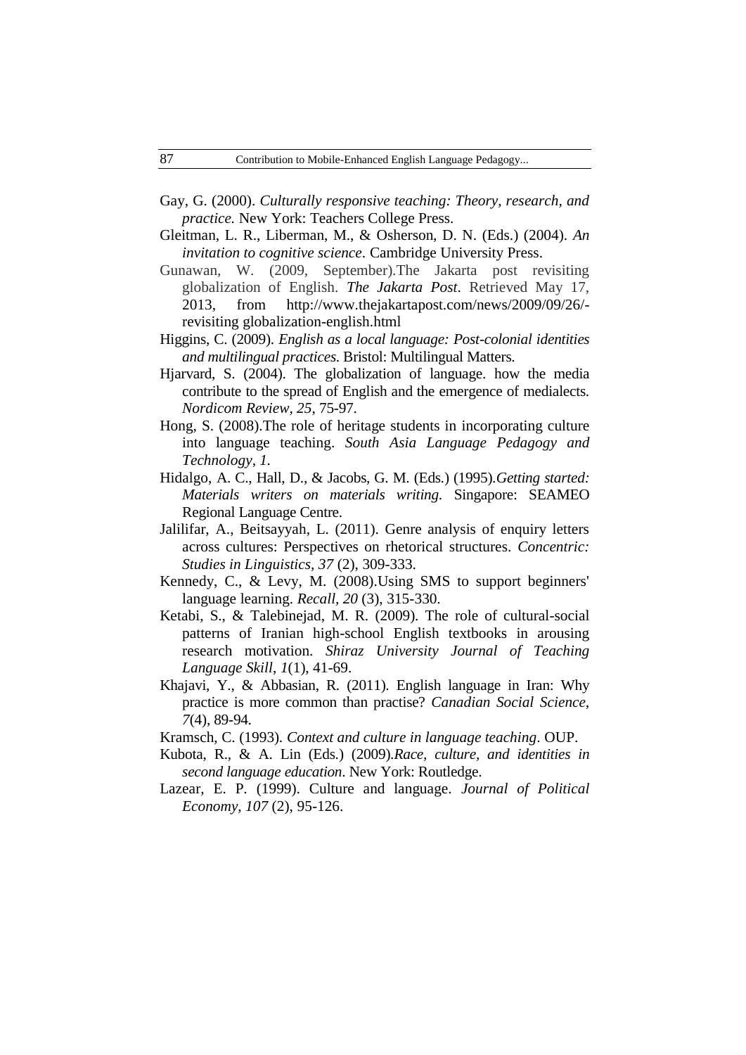Gay, G. (2000). *Culturally responsive teaching: Theory, research, and practice.* New York: Teachers College Press.

Gleitman, L. R., Liberman, M., & Osherson, D. N. (Eds.) (2004). *An invitation to cognitive science*. Cambridge University Press.

Gunawan, W. (2009, September).The Jakarta post revisiting globalization of English. *The Jakarta Post*. Retrieved May 17, 2013, from http://www.thejakartapost.com/news/2009/09/26/-revisiting globalization-english.html

Higgins, C. (2009). *English as a local language: Post-colonial identities and multilingual practices.* Bristol: Multilingual Matters.

Hjarvard, S. (2004). The globalization of language. how the media contribute to the spread of English and the emergence of medialects. *Nordicom Review, 25*, 75-97.

Hong, S. (2008).The role of heritage students in incorporating culture into language teaching. *South Asia Language Pedagogy and Technology, 1*.

Hidalgo, A. C., Hall, D., & Jacobs, G. M. (Eds.) (1995).*Getting started: Materials writers on materials writing*. Singapore: SEAMEO Regional Language Centre.

Jalilifar, A., Beitsayyah, L. (2011). Genre analysis of enquiry letters across cultures: Perspectives on rhetorical structures. *Concentric: Studies in Linguistics, 37* (2), 309-333.

Kennedy, C., & Levy, M. (2008).Using SMS to support beginners' language learning. *Recall, 20* (3), 315-330.

Ketabi, S., & Talebinejad, M. R. (2009). The role of cultural-social patterns of Iranian high-school English textbooks in arousing research motivation. *Shiraz University Journal of Teaching Language Skill*, *1*(1), 41-69.

Khajavi, Y., & Abbasian, R. (2011). English language in Iran: Why practice is more common than practise? *Canadian Social Science, 7*(4), 89-94.

Kramsch, C. (1993). *Context and culture in language teaching*. OUP.

Kubota, R., & A. Lin (Eds.) (2009).*Race, culture, and identities in second language education*. New York: Routledge.

Lazear, E. P. (1999). Culture and language. *Journal of Political Economy, 107* (2), 95-126.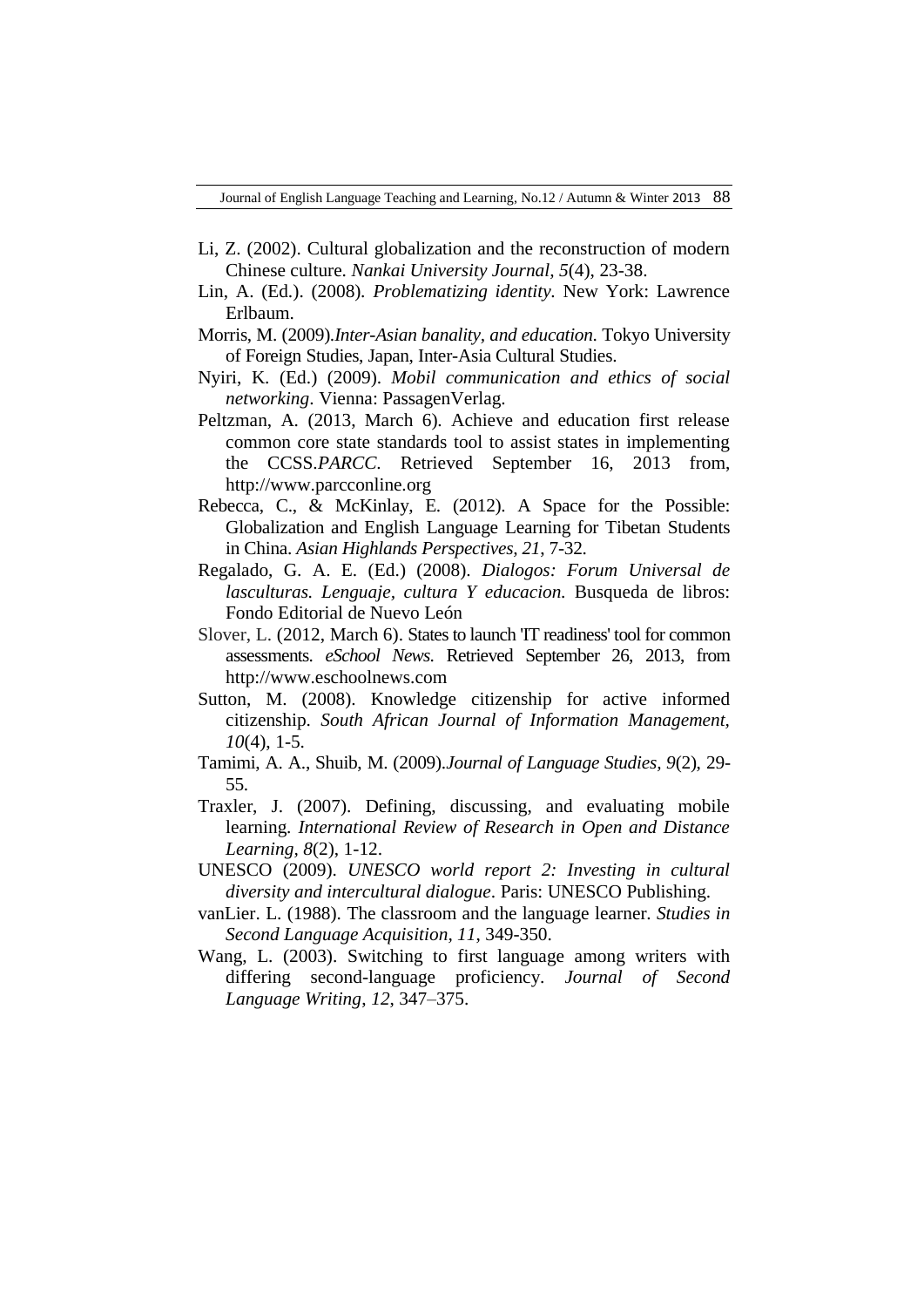Li, Z. (2002). Cultural globalization and the reconstruction of modern Chinese culture. *Nankai University Journal, 5*(4), 23-38.

Lin, A. (Ed.). (2008). *Problematizing identity*. New York: Lawrence Erlbaum.

Morris, M. (2009).*Inter-Asian banality, and education*. Tokyo University of Foreign Studies, Japan, Inter-Asia Cultural Studies.

Nyiri, K. (Ed.) (2009). *Mobil communication and ethics of social networking*. Vienna: PassagenVerlag.

Peltzman, A. (2013, March 6). Achieve and education first release common core state standards tool to assist states in implementing the CCSS.*PARCC*. Retrieved September 16, 2013 from, http://www.parcconline.org

Rebecca, C., & McKinlay, E. (2012). A Space for the Possible: Globalization and English Language Learning for Tibetan Students in China. *Asian Highlands Perspectives, 21*, 7-32.

Regalado, G. A. E. (Ed.) (2008). *Dialogos: Forum Universal de lasculturas. Lenguaje, cultura Y educacion*. Busqueda de libros: Fondo Editorial de Nuevo León

Slover, L. (2012, March 6). States to launch 'IT readiness' tool for common assessments. *eSchool News*. Retrieved September 26, 2013, from http://www.eschoolnews.com

Sutton, M. (2008). Knowledge citizenship for active informed citizenship. *South African Journal of Information Management, 10*(4), 1-5.

Tamimi, A. A., Shuib, M. (2009).*Journal of Language Studies, 9*(2), 29-55.

Traxler, J. (2007). Defining, discussing, and evaluating mobile learning. *International Review of Research in Open and Distance Learning, 8*(2), 1-12.

UNESCO (2009). *UNESCO world report 2: Investing in cultural diversity and intercultural dialogue*. Paris: UNESCO Publishing.

vanLier. L. (1988). The classroom and the language learner. *Studies in Second Language Acquisition, 11*, 349-350.

Wang, L. (2003). Switching to first language among writers with differing second-language proficiency. *Journal of Second Language Writing, 12*, 347–375.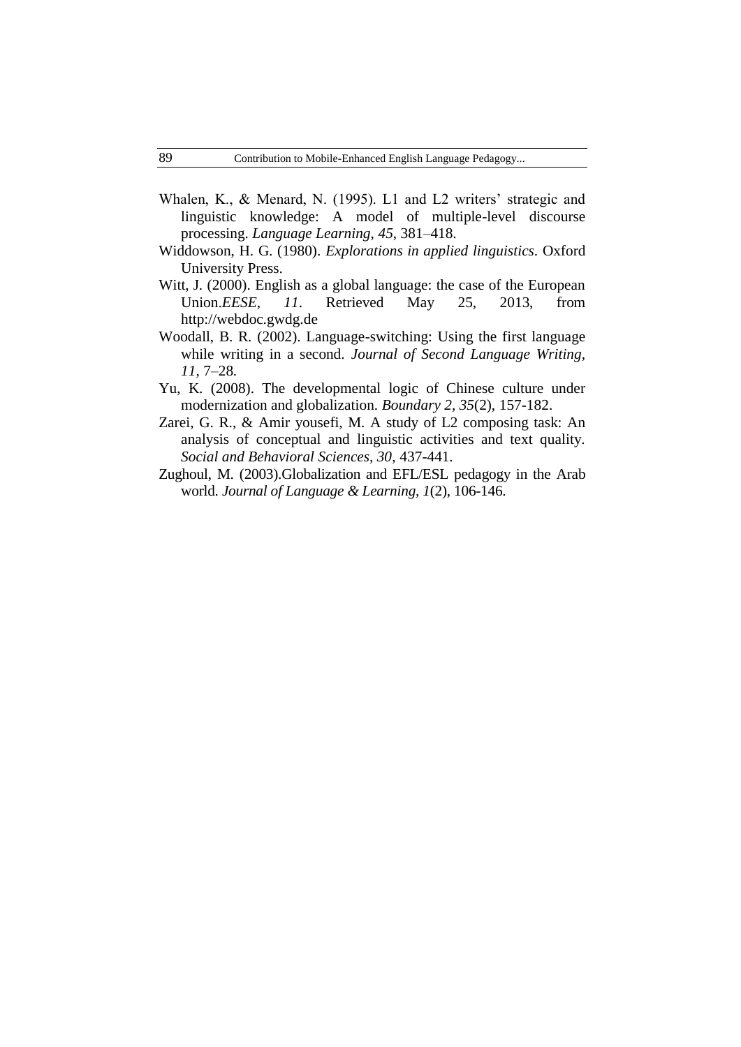Whalen, K., & Menard, N. (1995). L1 and L2 writers' strategic and linguistic knowledge: A model of multiple-level discourse processing. *Language Learning*, *45*, 381–418.

Widdowson, H. G. (1980). *Explorations in applied linguistics*. Oxford University Press.

Witt, J. (2000). English as a global language: the case of the European Union.*EESE, 11*. Retrieved May 25, 2013, from http://webdoc.gwdg.de

Woodall, B. R. (2002). Language-switching: Using the first language while writing in a second. *Journal of Second Language Writing*, *11*, 7–28.

Yu, K. (2008). The developmental logic of Chinese culture under modernization and globalization. *Boundary 2, 35*(2), 157-182.

Zarei, G. R., & Amir yousefi, M. A study of L2 composing task: An analysis of conceptual and linguistic activities and text quality. *Social and Behavioral Sciences, 30*, 437-441.

Zughoul, M. (2003).Globalization and EFL/ESL pedagogy in the Arab world. *Journal of Language & Learning, 1*(2), 106-146.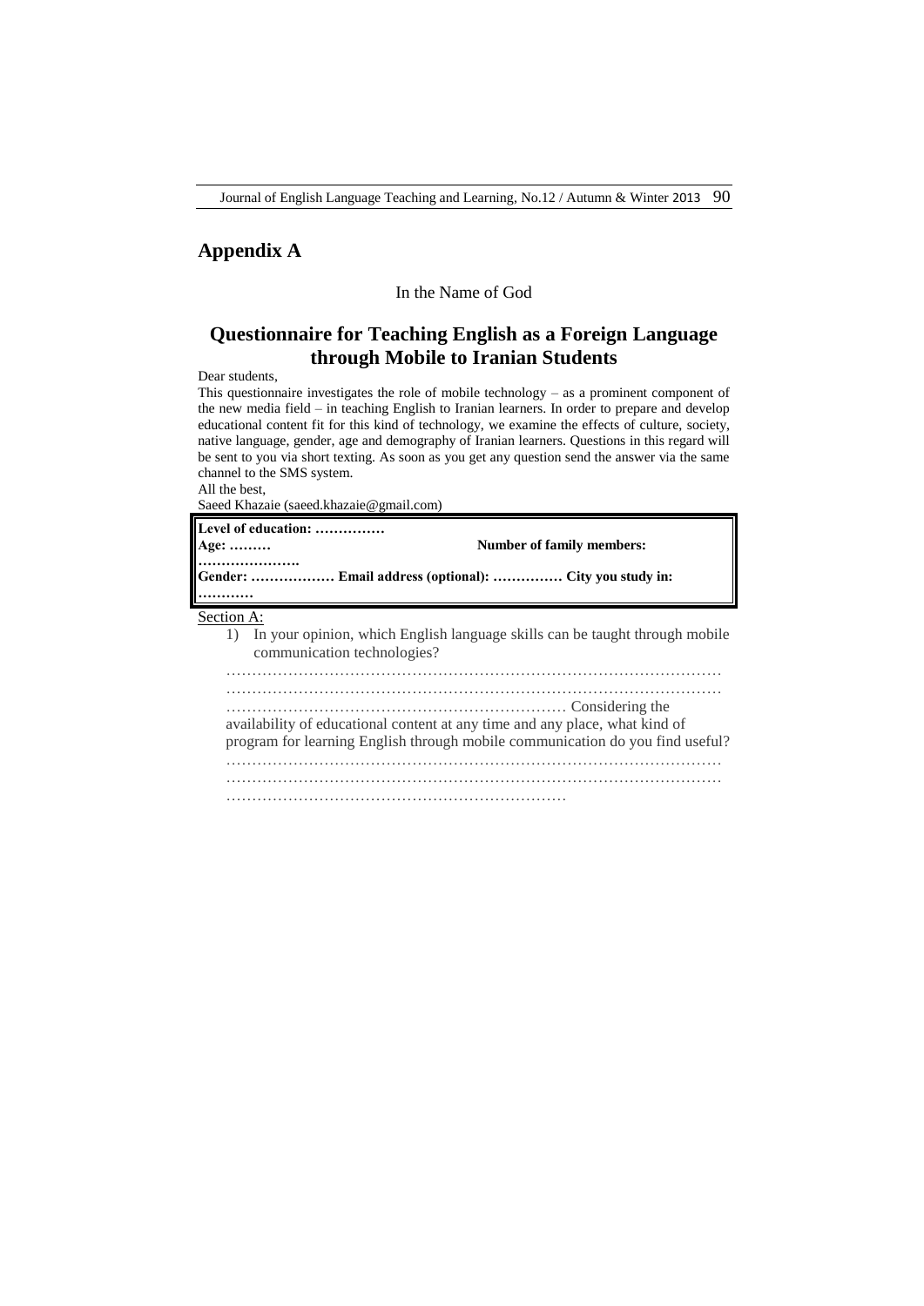## Appendix A

In the Name of God

## Questionnaire for Teaching English as a Foreign Language through Mobile to Iranian Students

Dear students,

This questionnaire investigates the role of mobile technology – as a prominent component of the new media field – in teaching English to Iranian learners. In order to prepare and develop educational content fit for this kind of technology, we examine the effects of culture, society, native language, gender, age and demography of Iranian learners. Questions in this regard will be sent to you via short texting. As soon as you get any question send the answer via the same channel to the SMS system.

All the best,

Saeed Khazaie (saeed.khazaie@gmail.com)

| |
|---|
| **Level of education: ……………** |
| **Age: ………                                    Number of family members: ………………….** |
| **Gender: ……………… Email address (optional): …………… City you study in: …………** |

Section A:

1) In your opinion, which English language skills can be taught through mobile communication technologies?

……………………………………………………………………………………
……………………………………………………………………………………
………………………………………………………… Considering the availability of educational content at any time and any place, what kind of program for learning English through mobile communication do you find useful?
……………………………………………………………………………………
……………………………………………………………………………………
…………………………………………………………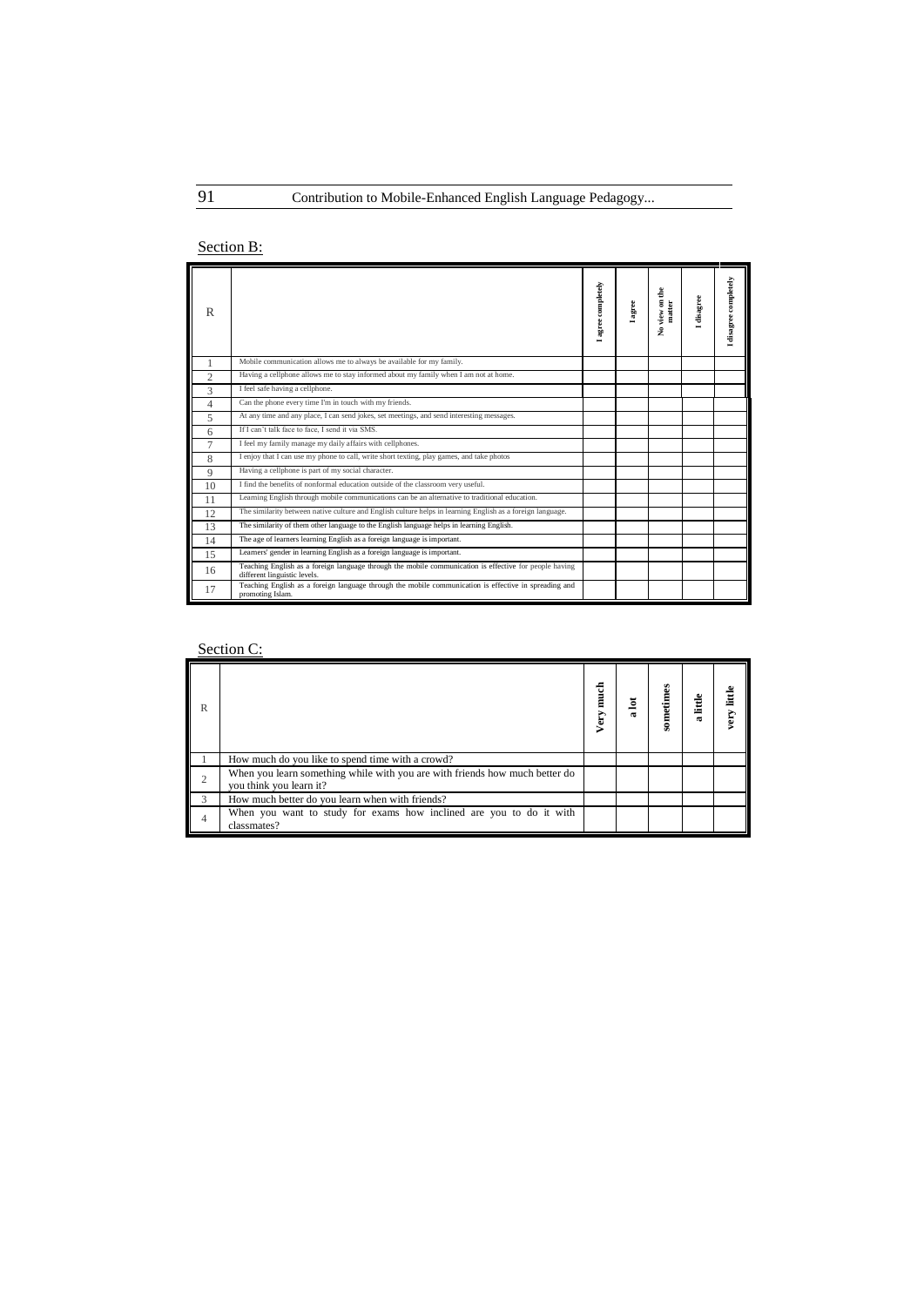Section B:

| R | | I agree completely | I agree | No view on the matter | I disagree | I disagree completely |
|---|---|---|---|---|---|---|
| 1 | Mobile communication allows me to always be available for my family. | | | | | |
| 2 | Having a cellphone allows me to stay informed about my family when I am not at home. | | | | | |
| 3 | I feel safe having a cellphone. | | | | | |
| 4 | Can the phone every time I'm in touch with my friends. | | | | | |
| 5 | At any time and any place, I can send jokes, set meetings, and send interesting messages. | | | | | |
| 6 | If I can't talk face to face, I send it via SMS. | | | | | |
| 7 | I feel my family manage my daily affairs with cellphones. | | | | | |
| 8 | I enjoy that I can use my phone to call, write short texting, play games, and take photos | | | | | |
| 9 | Having a cellphone is part of my social character. | | | | | |
| 10 | I find the benefits of nonformal education outside of the classroom very useful. | | | | | |
| 11 | Learning English through mobile communications can be an alternative to traditional education. | | | | | |
| 12 | The similarity between native culture and English culture helps in learning English as a foreign language. | | | | | |
| 13 | The similarity of them other language to the English language helps in learning English. | | | | | |
| 14 | The age of learners learning English as a foreign language is important. | | | | | |
| 15 | Learners' gender in learning English as a foreign language is important. | | | | | |
| 16 | Teaching English as a foreign language through the mobile communication is effective for people having different linguistic levels. | | | | | |
| 17 | Teaching English as a foreign language through the mobile communication is effective in spreading and promoting Islam. | | | | | |

Section C:

| R | | Very much | a lot | sometimes | a little | very little |
|---|---|---|---|---|---|---|
| 1 | How much do you like to spend time with a crowd? | | | | | |
| 2 | When you learn something while with you are with friends how much better do you think you learn it? | | | | | |
| 3 | How much better do you learn when with friends? | | | | | |
| 4 | When you want to study for exams how inclined are you to do it with classmates? | | | | | |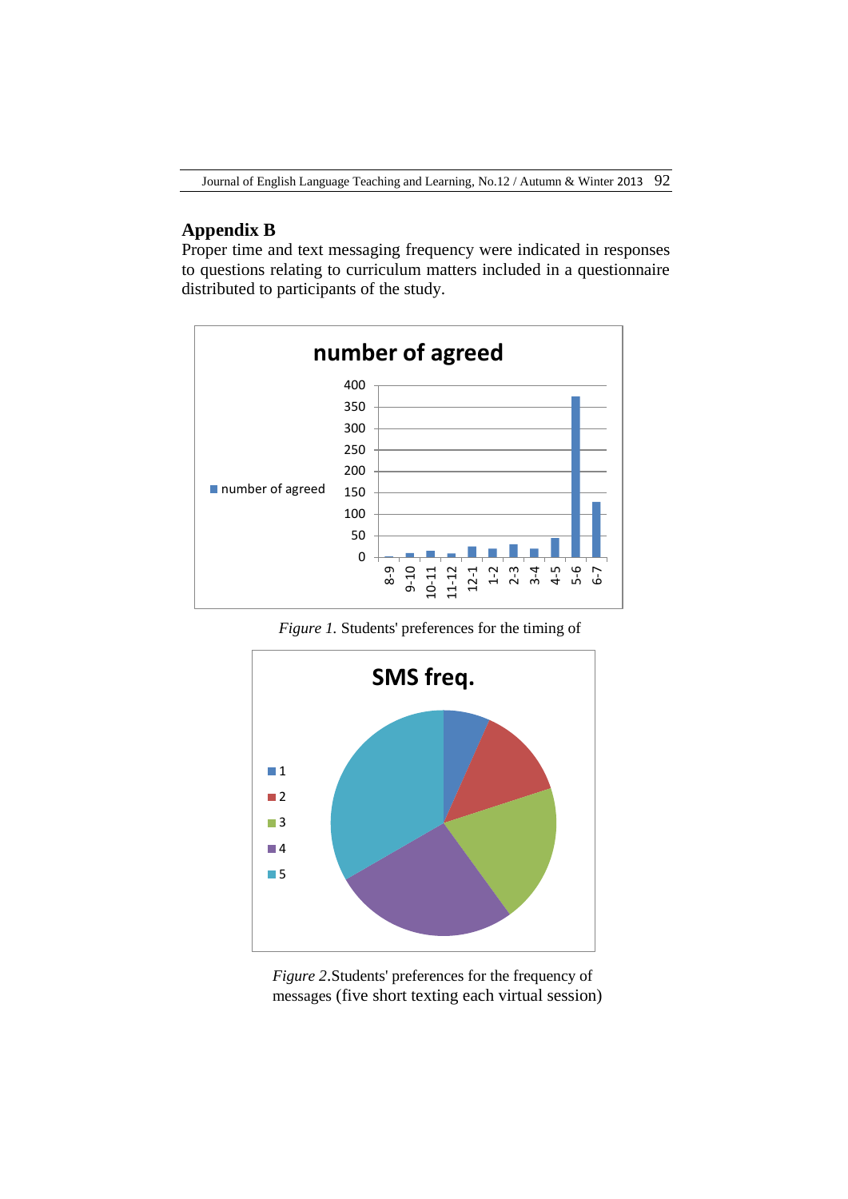## Appendix B

Proper time and text messaging frequency were indicated in responses to questions relating to curriculum matters included in a questionnaire distributed to participants of the study.

number of agreed

400
350
300
250
200
150
100
50
0

8-9 9-10 10-11 11-12 12-1 1-2 2-3 3-4 4-5 5-6 6-7

■ number of agreed

*Figure 1.* Students' preferences for the timing of

SMS freq.

■ 1
■ 2
■ 3
■ 4
■ 5

*Figure 2*.Students' preferences for the frequency of messages (five short texting each virtual session)